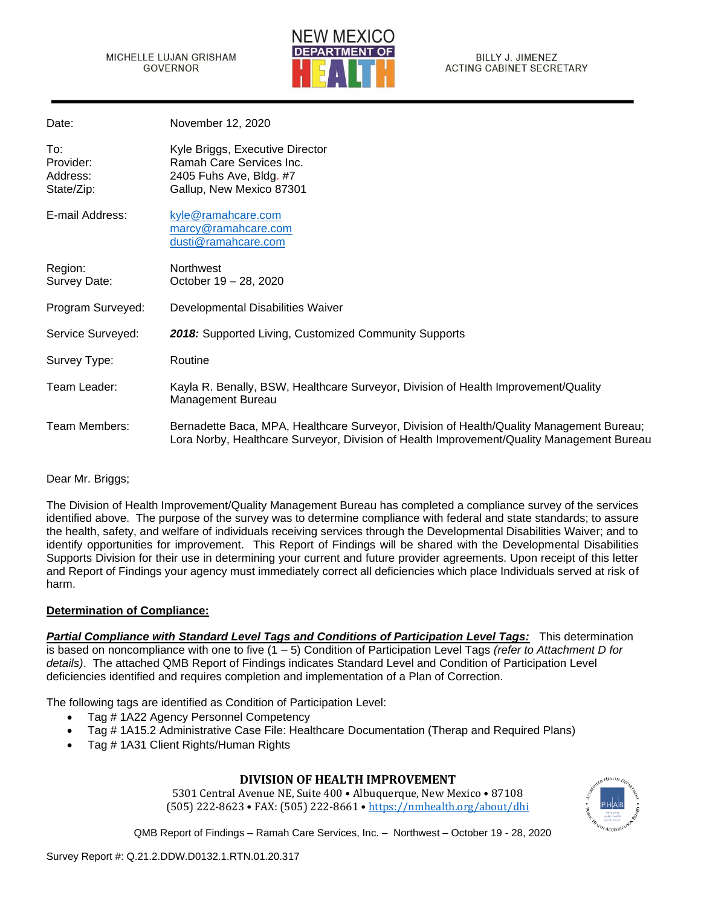MICHELLE LUJAN GRISHAM
GOVERNOR

NEW MEXICO DEPARTMENT OF HEALTH

BILLY J. JIMENEZ
ACTING CABINET SECRETARY

| | |
|---|---|
| Date: | November 12, 2020 |
| To: | Kyle Briggs, Executive Director |
| Provider: | Ramah Care Services Inc. |
| Address: | 2405 Fuhs Ave, Bldg. #7 |
| State/Zip: | Gallup, New Mexico 87301 |
| E-mail Address: | kyle@ramahcare.com<br>marcy@ramahcare.com<br>dusti@ramahcare.com |
| Region: | Northwest |
| Survey Date: | October 19 – 28, 2020 |
| Program Surveyed: | Developmental Disabilities Waiver |
| Service Surveyed: | ***2018:*** Supported Living, Customized Community Supports |
| Survey Type: | Routine |
| Team Leader: | Kayla R. Benally, BSW, Healthcare Surveyor, Division of Health Improvement/Quality Management Bureau |
| Team Members: | Bernadette Baca, MPA, Healthcare Surveyor, Division of Health/Quality Management Bureau; Lora Norby, Healthcare Surveyor, Division of Health Improvement/Quality Management Bureau |

Dear Mr. Briggs;

The Division of Health Improvement/Quality Management Bureau has completed a compliance survey of the services identified above. The purpose of the survey was to determine compliance with federal and state standards; to assure the health, safety, and welfare of individuals receiving services through the Developmental Disabilities Waiver; and to identify opportunities for improvement. This Report of Findings will be shared with the Developmental Disabilities Supports Division for their use in determining your current and future provider agreements. Upon receipt of this letter and Report of Findings your agency must immediately correct all deficiencies which place Individuals served at risk of harm.

**Determination of Compliance:**

***Partial Compliance with Standard Level Tags and Conditions of Participation Level Tags:*** This determination is based on noncompliance with one to five (1 – 5) Condition of Participation Level Tags *(refer to Attachment D for details)*. The attached QMB Report of Findings indicates Standard Level and Condition of Participation Level deficiencies identified and requires completion and implementation of a Plan of Correction.

The following tags are identified as Condition of Participation Level:

- Tag # 1A22 Agency Personnel Competency
- Tag # 1A15.2 Administrative Case File: Healthcare Documentation (Therap and Required Plans)
- Tag # 1A31 Client Rights/Human Rights

**DIVISION OF HEALTH IMPROVEMENT**

5301 Central Avenue NE, Suite 400 • Albuquerque, New Mexico • 87108
(505) 222-8623 • FAX: (505) 222-8661 • https://nmhealth.org/about/dhi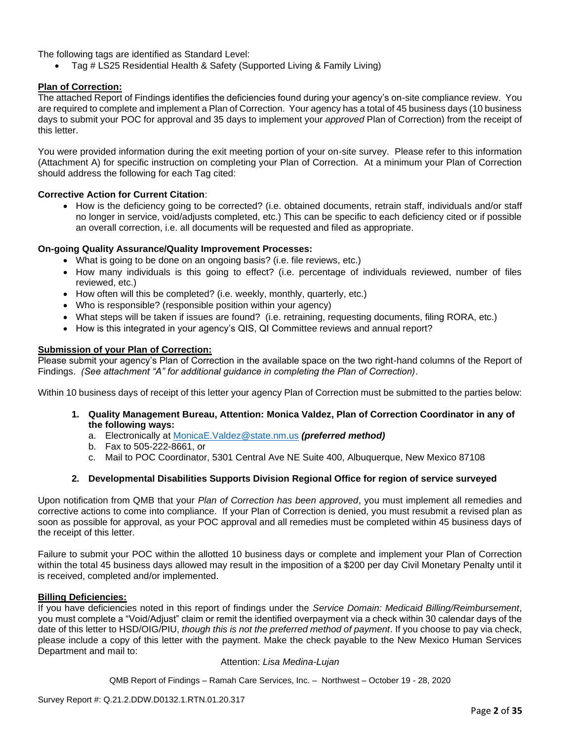The following tags are identified as Standard Level:

- Tag # LS25 Residential Health & Safety (Supported Living & Family Living)

**Plan of Correction:**

The attached Report of Findings identifies the deficiencies found during your agency's on-site compliance review. You are required to complete and implement a Plan of Correction. Your agency has a total of 45 business days (10 business days to submit your POC for approval and 35 days to implement your *approved* Plan of Correction) from the receipt of this letter.

You were provided information during the exit meeting portion of your on-site survey. Please refer to this information (Attachment A) for specific instruction on completing your Plan of Correction. At a minimum your Plan of Correction should address the following for each Tag cited:

**Corrective Action for Current Citation**:

- How is the deficiency going to be corrected? (i.e. obtained documents, retrain staff, individuals and/or staff no longer in service, void/adjusts completed, etc.) This can be specific to each deficiency cited or if possible an overall correction, i.e. all documents will be requested and filed as appropriate.

**On-going Quality Assurance/Quality Improvement Processes:**

- What is going to be done on an ongoing basis? (i.e. file reviews, etc.)
- How many individuals is this going to effect? (i.e. percentage of individuals reviewed, number of files reviewed, etc.)
- How often will this be completed? (i.e. weekly, monthly, quarterly, etc.)
- Who is responsible? (responsible position within your agency)
- What steps will be taken if issues are found? (i.e. retraining, requesting documents, filing RORA, etc.)
- How is this integrated in your agency's QIS, QI Committee reviews and annual report?

**Submission of your Plan of Correction:**

Please submit your agency's Plan of Correction in the available space on the two right-hand columns of the Report of Findings. *(See attachment "A" for additional guidance in completing the Plan of Correction)*.

Within 10 business days of receipt of this letter your agency Plan of Correction must be submitted to the parties below:

1. **Quality Management Bureau, Attention: Monica Valdez, Plan of Correction Coordinator in any of the following ways:**
   a. Electronically at MonicaE.Valdez@state.nm.us ***(preferred method)***
   b. Fax to 505-222-8661, or
   c. Mail to POC Coordinator, 5301 Central Ave NE Suite 400, Albuquerque, New Mexico 87108

2. **Developmental Disabilities Supports Division Regional Office for region of service surveyed**

Upon notification from QMB that your *Plan of Correction has been approved*, you must implement all remedies and corrective actions to come into compliance. If your Plan of Correction is denied, you must resubmit a revised plan as soon as possible for approval, as your POC approval and all remedies must be completed within 45 business days of the receipt of this letter.

Failure to submit your POC within the allotted 10 business days or complete and implement your Plan of Correction within the total 45 business days allowed may result in the imposition of a $200 per day Civil Monetary Penalty until it is received, completed and/or implemented.

**Billing Deficiencies:**

If you have deficiencies noted in this report of findings under the *Service Domain: Medicaid Billing/Reimbursement*, you must complete a "Void/Adjust" claim or remit the identified overpayment via a check within 30 calendar days of the date of this letter to HSD/OIG/PIU, *though this is not the preferred method of payment*. If you choose to pay via check, please include a copy of this letter with the payment. Make the check payable to the New Mexico Human Services Department and mail to:

Attention: *Lisa Medina-Lujan*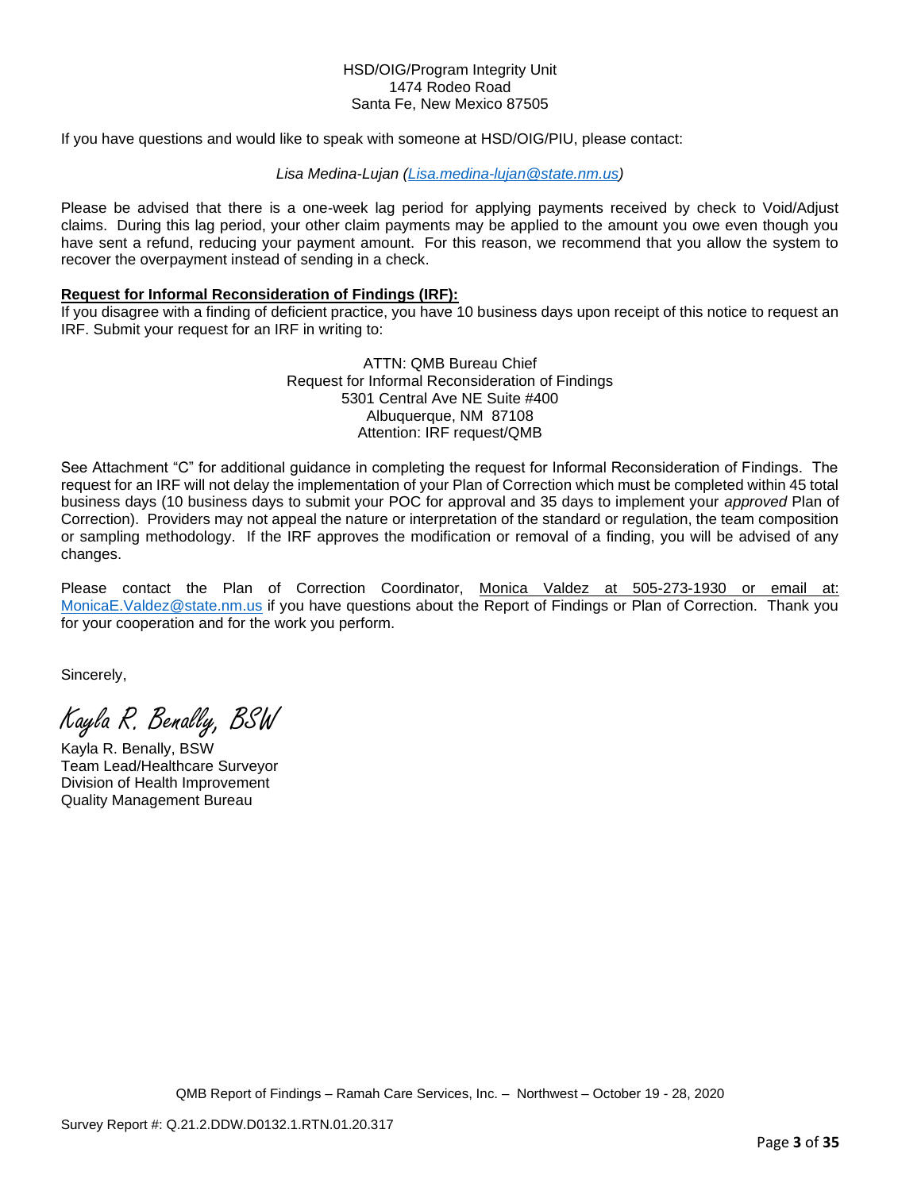HSD/OIG/Program Integrity Unit
1474 Rodeo Road
Santa Fe, New Mexico 87505

If you have questions and would like to speak with someone at HSD/OIG/PIU, please contact:

*Lisa Medina-Lujan (Lisa.medina-lujan@state.nm.us)*

Please be advised that there is a one-week lag period for applying payments received by check to Void/Adjust claims. During this lag period, your other claim payments may be applied to the amount you owe even though you have sent a refund, reducing your payment amount. For this reason, we recommend that you allow the system to recover the overpayment instead of sending in a check.

**Request for Informal Reconsideration of Findings (IRF):**

If you disagree with a finding of deficient practice, you have 10 business days upon receipt of this notice to request an IRF. Submit your request for an IRF in writing to:

ATTN: QMB Bureau Chief
Request for Informal Reconsideration of Findings
5301 Central Ave NE Suite #400
Albuquerque, NM 87108
Attention: IRF request/QMB

See Attachment "C" for additional guidance in completing the request for Informal Reconsideration of Findings. The request for an IRF will not delay the implementation of your Plan of Correction which must be completed within 45 total business days (10 business days to submit your POC for approval and 35 days to implement your *approved* Plan of Correction). Providers may not appeal the nature or interpretation of the standard or regulation, the team composition or sampling methodology. If the IRF approves the modification or removal of a finding, you will be advised of any changes.

Please contact the Plan of Correction Coordinator, Monica Valdez at 505-273-1930 or email at: MonicaE.Valdez@state.nm.us if you have questions about the Report of Findings or Plan of Correction. Thank you for your cooperation and for the work you perform.

Sincerely,

*Kayla R. Benally, BSW*

Kayla R. Benally, BSW
Team Lead/Healthcare Surveyor
Division of Health Improvement
Quality Management Bureau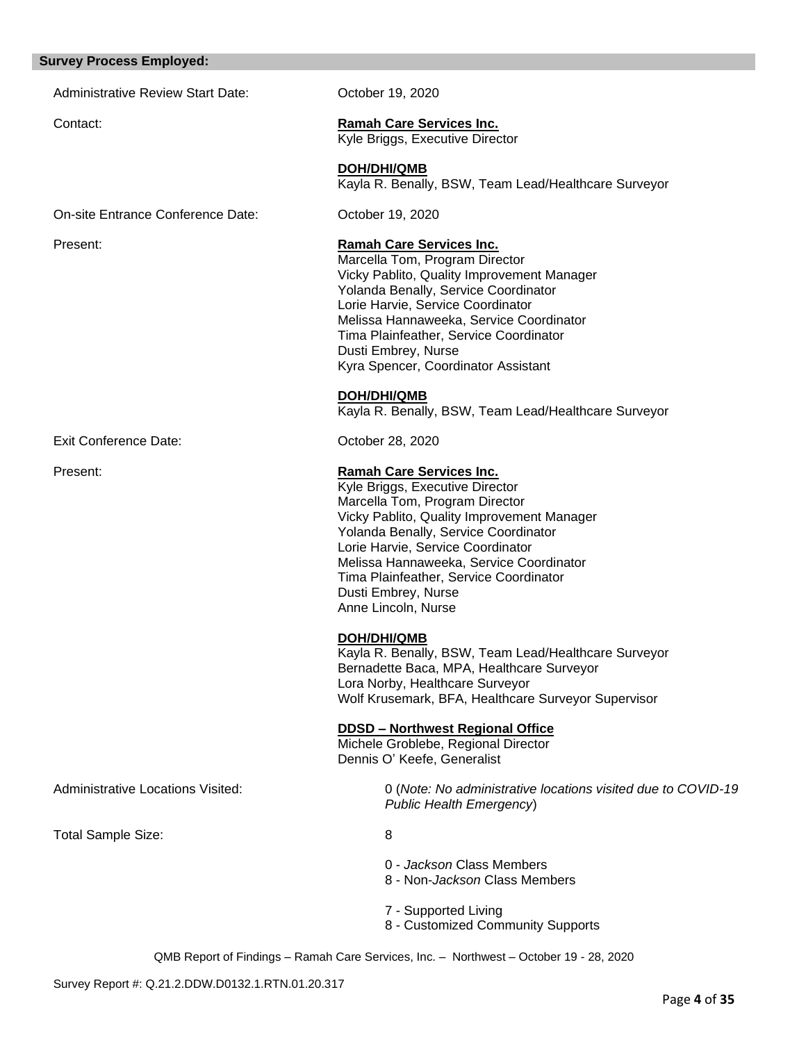## Survey Process Employed:

Administrative Review Start Date: October 19, 2020

Contact:

**Ramah Care Services Inc.**
Kyle Briggs, Executive Director

**DOH/DHI/QMB**
Kayla R. Benally, BSW, Team Lead/Healthcare Surveyor

On-site Entrance Conference Date: October 19, 2020

Present:

**Ramah Care Services Inc.**
Marcella Tom, Program Director
Vicky Pablito, Quality Improvement Manager
Yolanda Benally, Service Coordinator
Lorie Harvie, Service Coordinator
Melissa Hannaweeka, Service Coordinator
Tima Plainfeather, Service Coordinator
Dusti Embrey, Nurse
Kyra Spencer, Coordinator Assistant

**DOH/DHI/QMB**
Kayla R. Benally, BSW, Team Lead/Healthcare Surveyor

Exit Conference Date: October 28, 2020

Present:

**Ramah Care Services Inc.**
Kyle Briggs, Executive Director
Marcella Tom, Program Director
Vicky Pablito, Quality Improvement Manager
Yolanda Benally, Service Coordinator
Lorie Harvie, Service Coordinator
Melissa Hannaweeka, Service Coordinator
Tima Plainfeather, Service Coordinator
Dusti Embrey, Nurse
Anne Lincoln, Nurse

**DOH/DHI/QMB**
Kayla R. Benally, BSW, Team Lead/Healthcare Surveyor
Bernadette Baca, MPA, Healthcare Surveyor
Lora Norby, Healthcare Surveyor
Wolf Krusemark, BFA, Healthcare Surveyor Supervisor

**DDSD – Northwest Regional Office**
Michele Groblebe, Regional Director
Dennis O' Keefe, Generalist

Administrative Locations Visited: 0 (*Note: No administrative locations visited due to COVID-19 Public Health Emergency*)

Total Sample Size: 8

0 - *Jackson* Class Members
8 - Non-*Jackson* Class Members

7 - Supported Living
8 - Customized Community Supports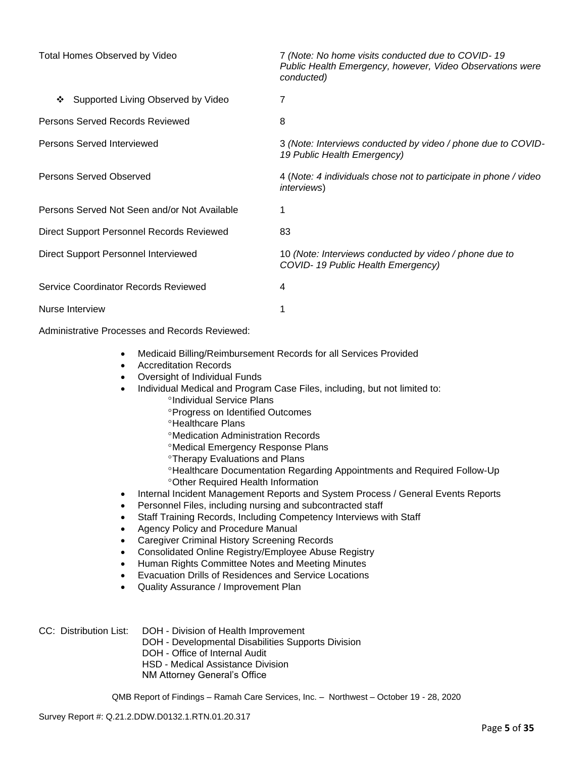| | |
|---|---|
| Total Homes Observed by Video | 7 *(Note: No home visits conducted due to COVID- 19 Public Health Emergency, however, Video Observations were conducted)* |
| ❖ Supported Living Observed by Video | 7 |
| Persons Served Records Reviewed | 8 |
| Persons Served Interviewed | 3 *(Note: Interviews conducted by video / phone due to COVID-19 Public Health Emergency)* |
| Persons Served Observed | 4 (*Note: 4 individuals chose not to participate in phone / video interviews*) |
| Persons Served Not Seen and/or Not Available | 1 |
| Direct Support Personnel Records Reviewed | 83 |
| Direct Support Personnel Interviewed | 10 *(Note: Interviews conducted by video / phone due to COVID- 19 Public Health Emergency)* |
| Service Coordinator Records Reviewed | 4 |
| Nurse Interview | 1 |

Administrative Processes and Records Reviewed:

- Medicaid Billing/Reimbursement Records for all Services Provided
- Accreditation Records
- Oversight of Individual Funds
- Individual Medical and Program Case Files, including, but not limited to:
  - °Individual Service Plans
  - °Progress on Identified Outcomes
  - °Healthcare Plans
  - °Medication Administration Records
  - °Medical Emergency Response Plans
  - °Therapy Evaluations and Plans
  - °Healthcare Documentation Regarding Appointments and Required Follow-Up
  - °Other Required Health Information
- Internal Incident Management Reports and System Process / General Events Reports
- Personnel Files, including nursing and subcontracted staff
- Staff Training Records, Including Competency Interviews with Staff
- Agency Policy and Procedure Manual
- Caregiver Criminal History Screening Records
- Consolidated Online Registry/Employee Abuse Registry
- Human Rights Committee Notes and Meeting Minutes
- Evacuation Drills of Residences and Service Locations
- Quality Assurance / Improvement Plan

CC: Distribution List: DOH - Division of Health Improvement
DOH - Developmental Disabilities Supports Division
DOH - Office of Internal Audit
HSD - Medical Assistance Division
NM Attorney General's Office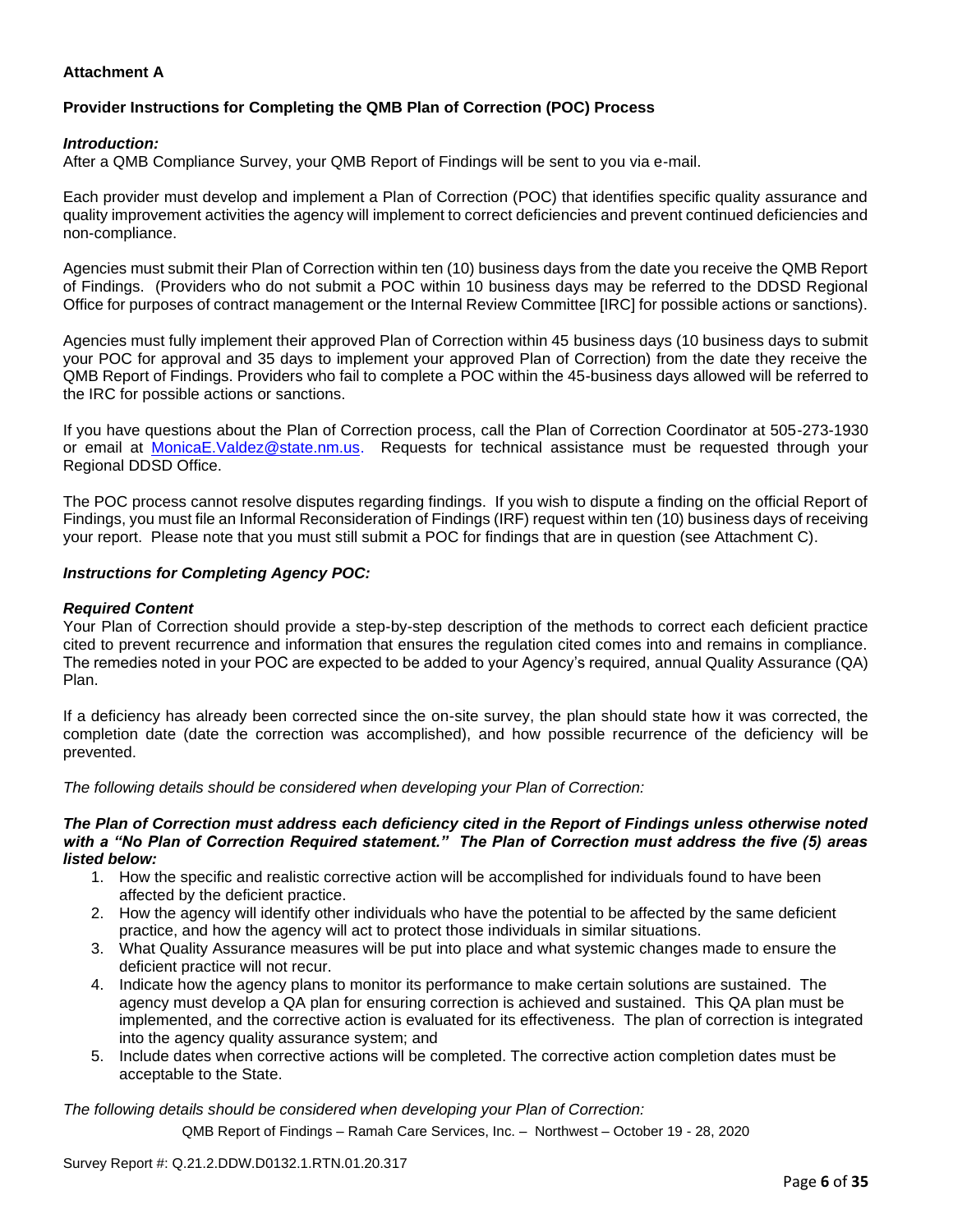**Attachment A**

**Provider Instructions for Completing the QMB Plan of Correction (POC) Process**

***Introduction:***
After a QMB Compliance Survey, your QMB Report of Findings will be sent to you via e-mail.

Each provider must develop and implement a Plan of Correction (POC) that identifies specific quality assurance and quality improvement activities the agency will implement to correct deficiencies and prevent continued deficiencies and non-compliance.

Agencies must submit their Plan of Correction within ten (10) business days from the date you receive the QMB Report of Findings. (Providers who do not submit a POC within 10 business days may be referred to the DDSD Regional Office for purposes of contract management or the Internal Review Committee [IRC] for possible actions or sanctions).

Agencies must fully implement their approved Plan of Correction within 45 business days (10 business days to submit your POC for approval and 35 days to implement your approved Plan of Correction) from the date they receive the QMB Report of Findings. Providers who fail to complete a POC within the 45-business days allowed will be referred to the IRC for possible actions or sanctions.

If you have questions about the Plan of Correction process, call the Plan of Correction Coordinator at 505-273-1930 or email at MonicaE.Valdez@state.nm.us. Requests for technical assistance must be requested through your Regional DDSD Office.

The POC process cannot resolve disputes regarding findings. If you wish to dispute a finding on the official Report of Findings, you must file an Informal Reconsideration of Findings (IRF) request within ten (10) business days of receiving your report. Please note that you must still submit a POC for findings that are in question (see Attachment C).

***Instructions for Completing Agency POC:***

***Required Content***
Your Plan of Correction should provide a step-by-step description of the methods to correct each deficient practice cited to prevent recurrence and information that ensures the regulation cited comes into and remains in compliance. The remedies noted in your POC are expected to be added to your Agency's required, annual Quality Assurance (QA) Plan.

If a deficiency has already been corrected since the on-site survey, the plan should state how it was corrected, the completion date (date the correction was accomplished), and how possible recurrence of the deficiency will be prevented.

*The following details should be considered when developing your Plan of Correction:*

***The Plan of Correction must address each deficiency cited in the Report of Findings unless otherwise noted with a "No Plan of Correction Required statement." The Plan of Correction must address the five (5) areas listed below:***

1. How the specific and realistic corrective action will be accomplished for individuals found to have been affected by the deficient practice.
2. How the agency will identify other individuals who have the potential to be affected by the same deficient practice, and how the agency will act to protect those individuals in similar situations.
3. What Quality Assurance measures will be put into place and what systemic changes made to ensure the deficient practice will not recur.
4. Indicate how the agency plans to monitor its performance to make certain solutions are sustained. The agency must develop a QA plan for ensuring correction is achieved and sustained. This QA plan must be implemented, and the corrective action is evaluated for its effectiveness. The plan of correction is integrated into the agency quality assurance system; and
5. Include dates when corrective actions will be completed. The corrective action completion dates must be acceptable to the State.

*The following details should be considered when developing your Plan of Correction:*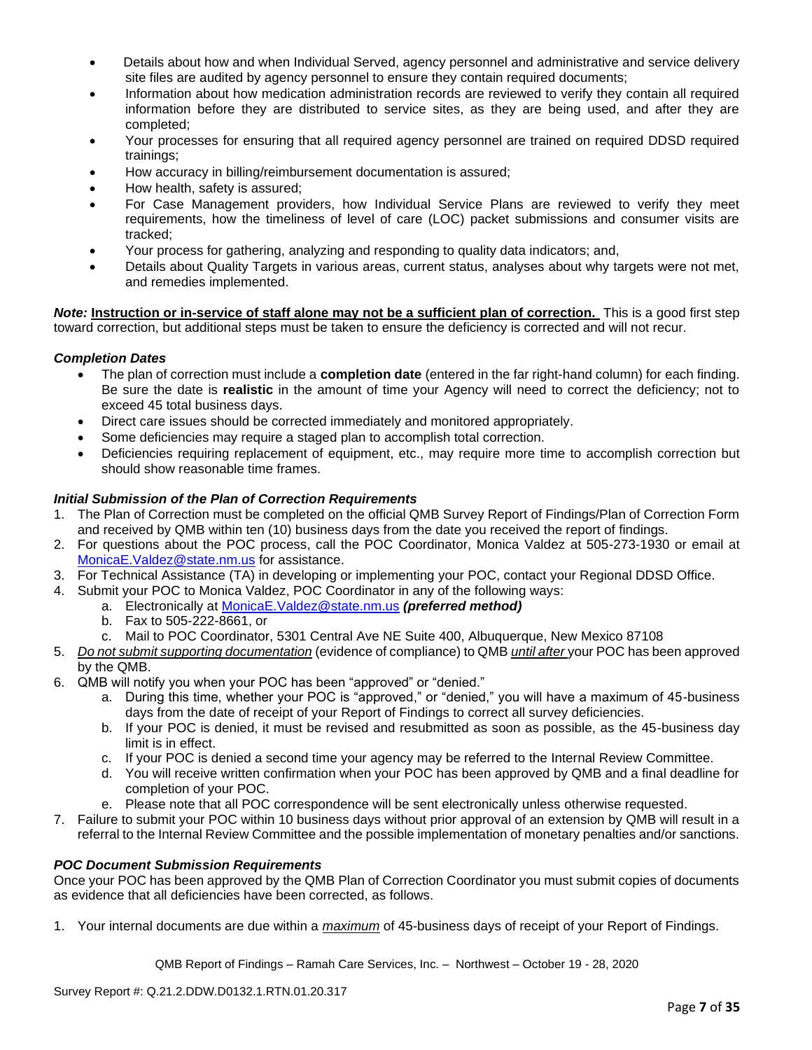- Details about how and when Individual Served, agency personnel and administrative and service delivery site files are audited by agency personnel to ensure they contain required documents;
- Information about how medication administration records are reviewed to verify they contain all required information before they are distributed to service sites, as they are being used, and after they are completed;
- Your processes for ensuring that all required agency personnel are trained on required DDSD required trainings;
- How accuracy in billing/reimbursement documentation is assured;
- How health, safety is assured;
- For Case Management providers, how Individual Service Plans are reviewed to verify they meet requirements, how the timeliness of level of care (LOC) packet submissions and consumer visits are tracked;
- Your process for gathering, analyzing and responding to quality data indicators; and,
- Details about Quality Targets in various areas, current status, analyses about why targets were not met, and remedies implemented.

***Note:*** **Instruction or in-service of staff alone may not be a sufficient plan of correction.** This is a good first step toward correction, but additional steps must be taken to ensure the deficiency is corrected and will not recur.

### *Completion Dates*

- The plan of correction must include a **completion date** (entered in the far right-hand column) for each finding. Be sure the date is **realistic** in the amount of time your Agency will need to correct the deficiency; not to exceed 45 total business days.
- Direct care issues should be corrected immediately and monitored appropriately.
- Some deficiencies may require a staged plan to accomplish total correction.
- Deficiencies requiring replacement of equipment, etc., may require more time to accomplish correction but should show reasonable time frames.

### *Initial Submission of the Plan of Correction Requirements*

1. The Plan of Correction must be completed on the official QMB Survey Report of Findings/Plan of Correction Form and received by QMB within ten (10) business days from the date you received the report of findings.
2. For questions about the POC process, call the POC Coordinator, Monica Valdez at 505-273-1930 or email at MonicaE.Valdez@state.nm.us for assistance.
3. For Technical Assistance (TA) in developing or implementing your POC, contact your Regional DDSD Office.
4. Submit your POC to Monica Valdez, POC Coordinator in any of the following ways:
   a. Electronically at MonicaE.Valdez@state.nm.us ***(preferred method)***
   b. Fax to 505-222-8661, or
   c. Mail to POC Coordinator, 5301 Central Ave NE Suite 400, Albuquerque, New Mexico 87108
5. *Do not submit supporting documentation* (evidence of compliance) to QMB *until after* your POC has been approved by the QMB.
6. QMB will notify you when your POC has been "approved" or "denied."
   a. During this time, whether your POC is "approved," or "denied," you will have a maximum of 45-business days from the date of receipt of your Report of Findings to correct all survey deficiencies.
   b. If your POC is denied, it must be revised and resubmitted as soon as possible, as the 45-business day limit is in effect.
   c. If your POC is denied a second time your agency may be referred to the Internal Review Committee.
   d. You will receive written confirmation when your POC has been approved by QMB and a final deadline for completion of your POC.
   e. Please note that all POC correspondence will be sent electronically unless otherwise requested.
7. Failure to submit your POC within 10 business days without prior approval of an extension by QMB will result in a referral to the Internal Review Committee and the possible implementation of monetary penalties and/or sanctions.

### *POC Document Submission Requirements*

Once your POC has been approved by the QMB Plan of Correction Coordinator you must submit copies of documents as evidence that all deficiencies have been corrected, as follows.

1. Your internal documents are due within a *maximum* of 45-business days of receipt of your Report of Findings.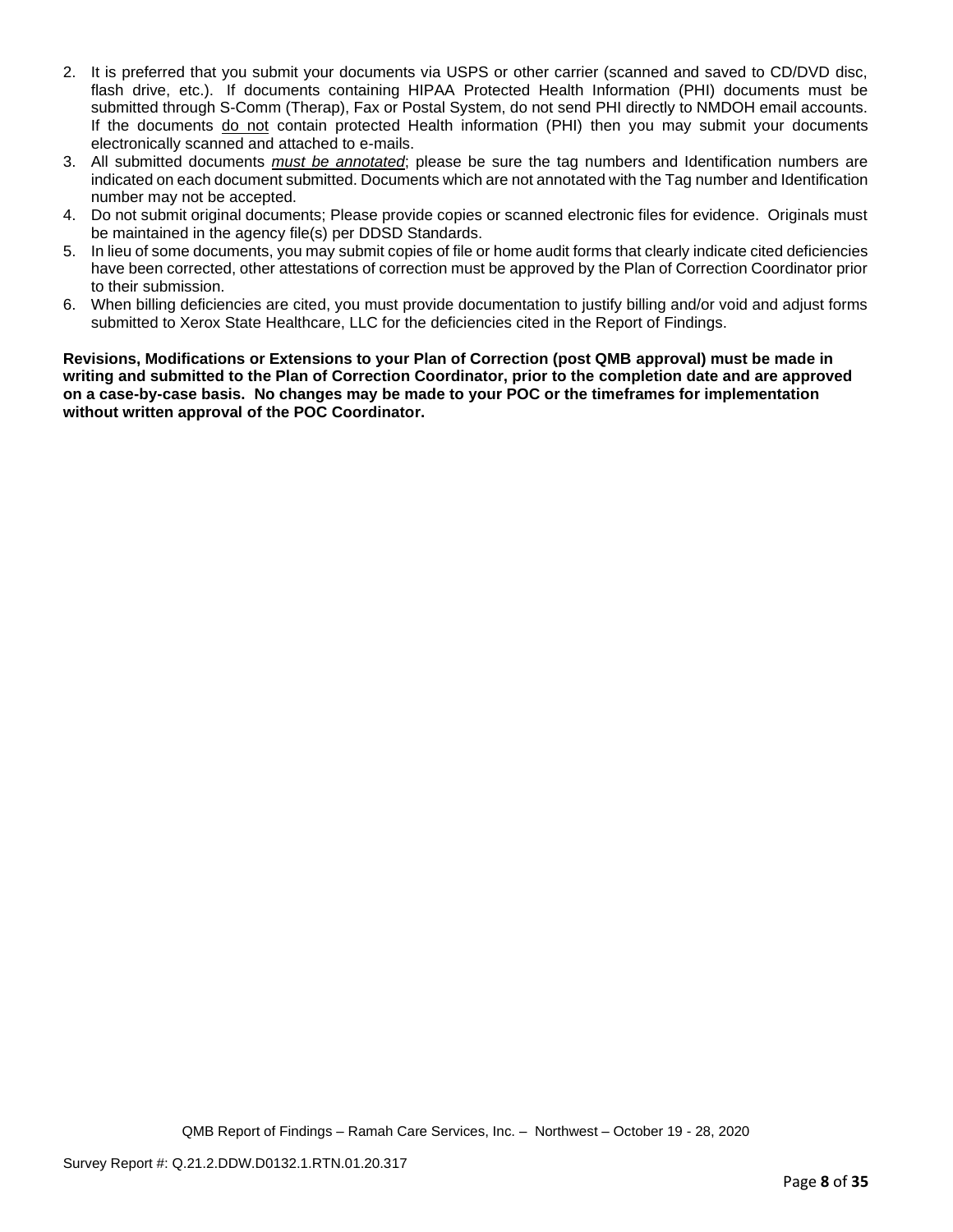2. It is preferred that you submit your documents via USPS or other carrier (scanned and saved to CD/DVD disc, flash drive, etc.). If documents containing HIPAA Protected Health Information (PHI) documents must be submitted through S-Comm (Therap), Fax or Postal System, do not send PHI directly to NMDOH email accounts. If the documents do not contain protected Health information (PHI) then you may submit your documents electronically scanned and attached to e-mails.
3. All submitted documents ***must be annotated***; please be sure the tag numbers and Identification numbers are indicated on each document submitted. Documents which are not annotated with the Tag number and Identification number may not be accepted.
4. Do not submit original documents; Please provide copies or scanned electronic files for evidence. Originals must be maintained in the agency file(s) per DDSD Standards.
5. In lieu of some documents, you may submit copies of file or home audit forms that clearly indicate cited deficiencies have been corrected, other attestations of correction must be approved by the Plan of Correction Coordinator prior to their submission.
6. When billing deficiencies are cited, you must provide documentation to justify billing and/or void and adjust forms submitted to Xerox State Healthcare, LLC for the deficiencies cited in the Report of Findings.

**Revisions, Modifications or Extensions to your Plan of Correction (post QMB approval) must be made in writing and submitted to the Plan of Correction Coordinator, prior to the completion date and are approved on a case-by-case basis. No changes may be made to your POC or the timeframes for implementation without written approval of the POC Coordinator.**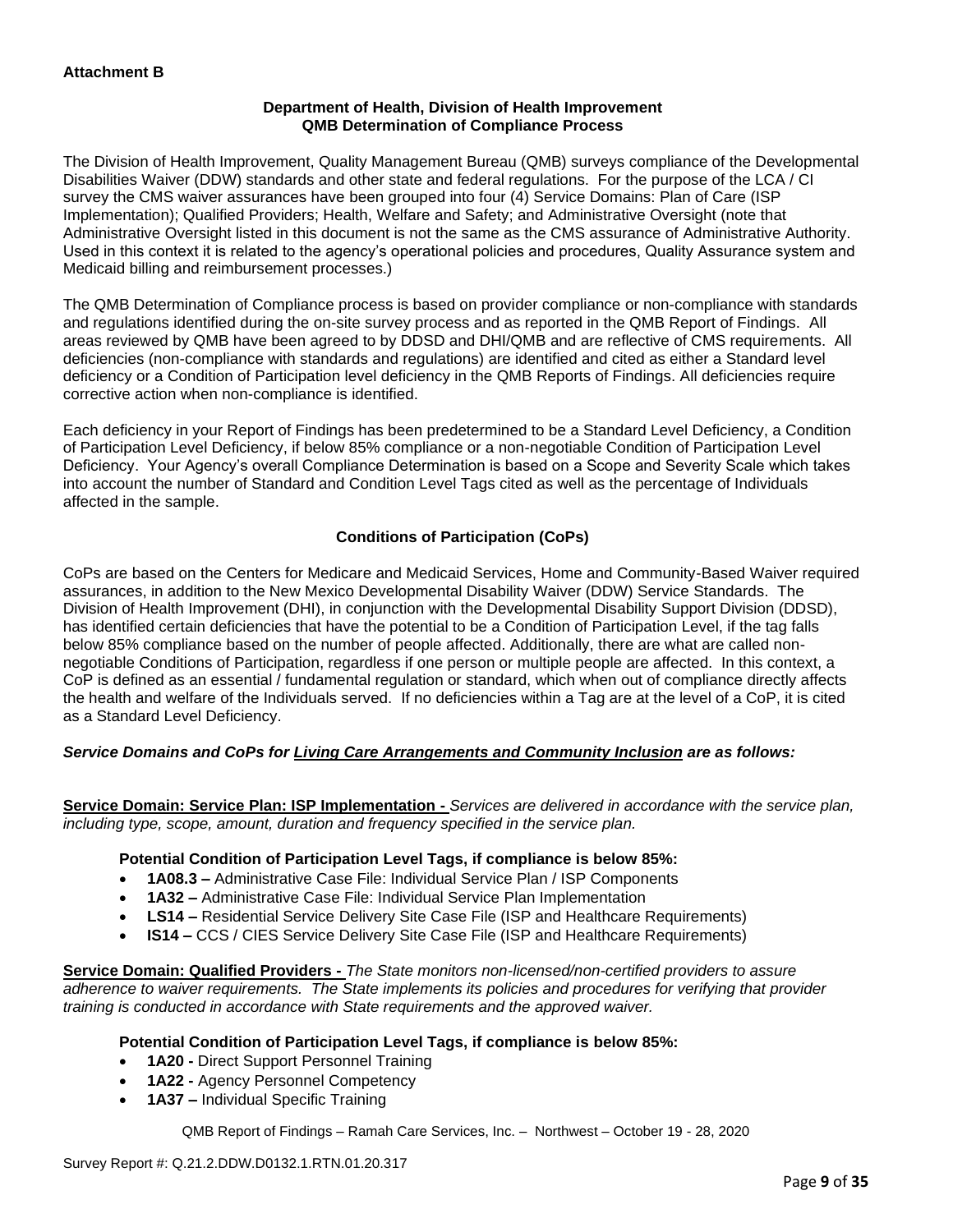**Attachment B**

**Department of Health, Division of Health Improvement**
**QMB Determination of Compliance Process**

The Division of Health Improvement, Quality Management Bureau (QMB) surveys compliance of the Developmental Disabilities Waiver (DDW) standards and other state and federal regulations. For the purpose of the LCA / CI survey the CMS waiver assurances have been grouped into four (4) Service Domains: Plan of Care (ISP Implementation); Qualified Providers; Health, Welfare and Safety; and Administrative Oversight (note that Administrative Oversight listed in this document is not the same as the CMS assurance of Administrative Authority. Used in this context it is related to the agency's operational policies and procedures, Quality Assurance system and Medicaid billing and reimbursement processes.)

The QMB Determination of Compliance process is based on provider compliance or non-compliance with standards and regulations identified during the on-site survey process and as reported in the QMB Report of Findings. All areas reviewed by QMB have been agreed to by DDSD and DHI/QMB and are reflective of CMS requirements. All deficiencies (non-compliance with standards and regulations) are identified and cited as either a Standard level deficiency or a Condition of Participation level deficiency in the QMB Reports of Findings. All deficiencies require corrective action when non-compliance is identified.

Each deficiency in your Report of Findings has been predetermined to be a Standard Level Deficiency, a Condition of Participation Level Deficiency, if below 85% compliance or a non-negotiable Condition of Participation Level Deficiency. Your Agency's overall Compliance Determination is based on a Scope and Severity Scale which takes into account the number of Standard and Condition Level Tags cited as well as the percentage of Individuals affected in the sample.

**Conditions of Participation (CoPs)**

CoPs are based on the Centers for Medicare and Medicaid Services, Home and Community-Based Waiver required assurances, in addition to the New Mexico Developmental Disability Waiver (DDW) Service Standards. The Division of Health Improvement (DHI), in conjunction with the Developmental Disability Support Division (DDSD), has identified certain deficiencies that have the potential to be a Condition of Participation Level, if the tag falls below 85% compliance based on the number of people affected. Additionally, there are what are called non-negotiable Conditions of Participation, regardless if one person or multiple people are affected. In this context, a CoP is defined as an essential / fundamental regulation or standard, which when out of compliance directly affects the health and welfare of the Individuals served. If no deficiencies within a Tag are at the level of a CoP, it is cited as a Standard Level Deficiency.

***Service Domains and CoPs for Living Care Arrangements and Community Inclusion are as follows:***

**Service Domain: Service Plan: ISP Implementation -** *Services are delivered in accordance with the service plan, including type, scope, amount, duration and frequency specified in the service plan.*

**Potential Condition of Participation Level Tags, if compliance is below 85%:**

- **1A08.3 –** Administrative Case File: Individual Service Plan / ISP Components
- **1A32 –** Administrative Case File: Individual Service Plan Implementation
- **LS14 –** Residential Service Delivery Site Case File (ISP and Healthcare Requirements)
- **IS14 –** CCS / CIES Service Delivery Site Case File (ISP and Healthcare Requirements)

**Service Domain: Qualified Providers -** *The State monitors non-licensed/non-certified providers to assure adherence to waiver requirements. The State implements its policies and procedures for verifying that provider training is conducted in accordance with State requirements and the approved waiver.*

**Potential Condition of Participation Level Tags, if compliance is below 85%:**

- **1A20 -** Direct Support Personnel Training
- **1A22 -** Agency Personnel Competency
- **1A37 –** Individual Specific Training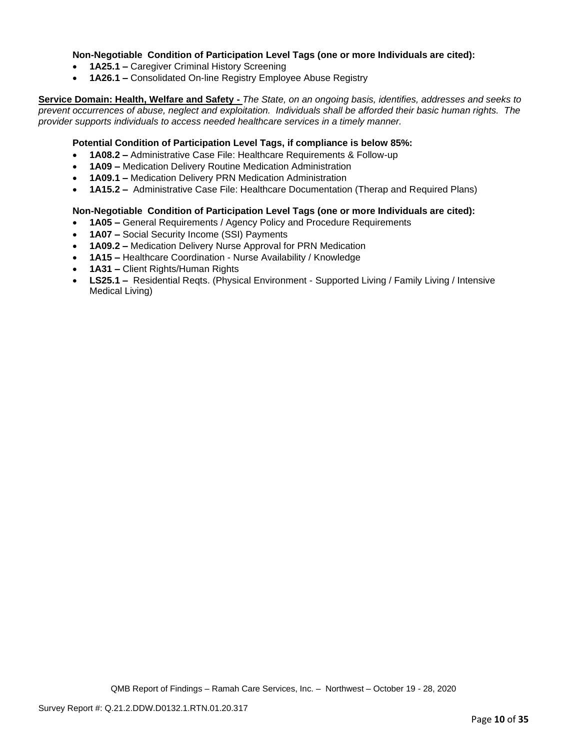**Non-Negotiable Condition of Participation Level Tags (one or more Individuals are cited):**

- **1A25.1 –** Caregiver Criminal History Screening
- **1A26.1 –** Consolidated On-line Registry Employee Abuse Registry

**Service Domain: Health, Welfare and Safety -** *The State, on an ongoing basis, identifies, addresses and seeks to prevent occurrences of abuse, neglect and exploitation. Individuals shall be afforded their basic human rights. The provider supports individuals to access needed healthcare services in a timely manner.*

**Potential Condition of Participation Level Tags, if compliance is below 85%:**

- **1A08.2 –** Administrative Case File: Healthcare Requirements & Follow-up
- **1A09 –** Medication Delivery Routine Medication Administration
- **1A09.1 –** Medication Delivery PRN Medication Administration
- **1A15.2 –** Administrative Case File: Healthcare Documentation (Therap and Required Plans)

**Non-Negotiable Condition of Participation Level Tags (one or more Individuals are cited):**

- **1A05 –** General Requirements / Agency Policy and Procedure Requirements
- **1A07 –** Social Security Income (SSI) Payments
- **1A09.2 –** Medication Delivery Nurse Approval for PRN Medication
- **1A15 –** Healthcare Coordination - Nurse Availability / Knowledge
- **1A31 –** Client Rights/Human Rights
- **LS25.1 –** Residential Reqts. (Physical Environment - Supported Living / Family Living / Intensive Medical Living)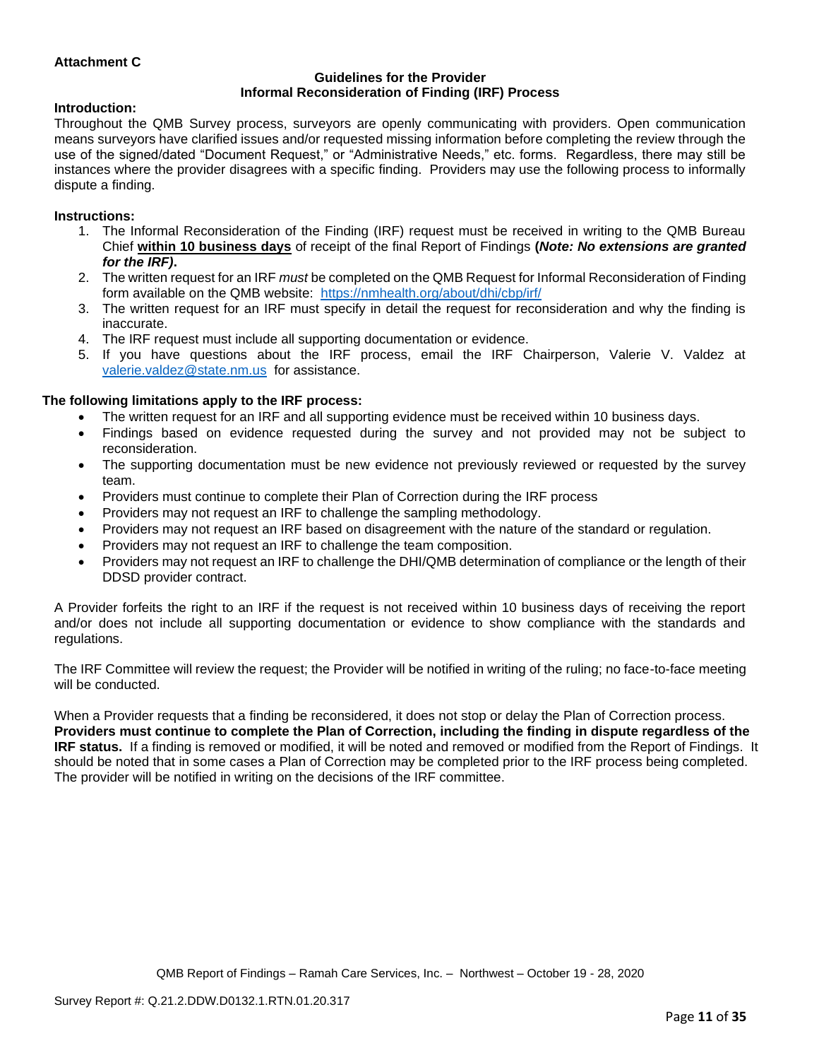**Attachment C**

**Guidelines for the Provider**
**Informal Reconsideration of Finding (IRF) Process**

**Introduction:**

Throughout the QMB Survey process, surveyors are openly communicating with providers. Open communication means surveyors have clarified issues and/or requested missing information before completing the review through the use of the signed/dated "Document Request," or "Administrative Needs," etc. forms. Regardless, there may still be instances where the provider disagrees with a specific finding. Providers may use the following process to informally dispute a finding.

**Instructions:**

1. The Informal Reconsideration of the Finding (IRF) request must be received in writing to the QMB Bureau Chief **within 10 business days** of receipt of the final Report of Findings **(*Note: No extensions are granted for the IRF)*.**
2. The written request for an IRF *must* be completed on the QMB Request for Informal Reconsideration of Finding form available on the QMB website: https://nmhealth.org/about/dhi/cbp/irf/
3. The written request for an IRF must specify in detail the request for reconsideration and why the finding is inaccurate.
4. The IRF request must include all supporting documentation or evidence.
5. If you have questions about the IRF process, email the IRF Chairperson, Valerie V. Valdez at valerie.valdez@state.nm.us for assistance.

**The following limitations apply to the IRF process:**

- The written request for an IRF and all supporting evidence must be received within 10 business days.
- Findings based on evidence requested during the survey and not provided may not be subject to reconsideration.
- The supporting documentation must be new evidence not previously reviewed or requested by the survey team.
- Providers must continue to complete their Plan of Correction during the IRF process
- Providers may not request an IRF to challenge the sampling methodology.
- Providers may not request an IRF based on disagreement with the nature of the standard or regulation.
- Providers may not request an IRF to challenge the team composition.
- Providers may not request an IRF to challenge the DHI/QMB determination of compliance or the length of their DDSD provider contract.

A Provider forfeits the right to an IRF if the request is not received within 10 business days of receiving the report and/or does not include all supporting documentation or evidence to show compliance with the standards and regulations.

The IRF Committee will review the request; the Provider will be notified in writing of the ruling; no face-to-face meeting will be conducted.

When a Provider requests that a finding be reconsidered, it does not stop or delay the Plan of Correction process. **Providers must continue to complete the Plan of Correction, including the finding in dispute regardless of the IRF status.** If a finding is removed or modified, it will be noted and removed or modified from the Report of Findings. It should be noted that in some cases a Plan of Correction may be completed prior to the IRF process being completed. The provider will be notified in writing on the decisions of the IRF committee.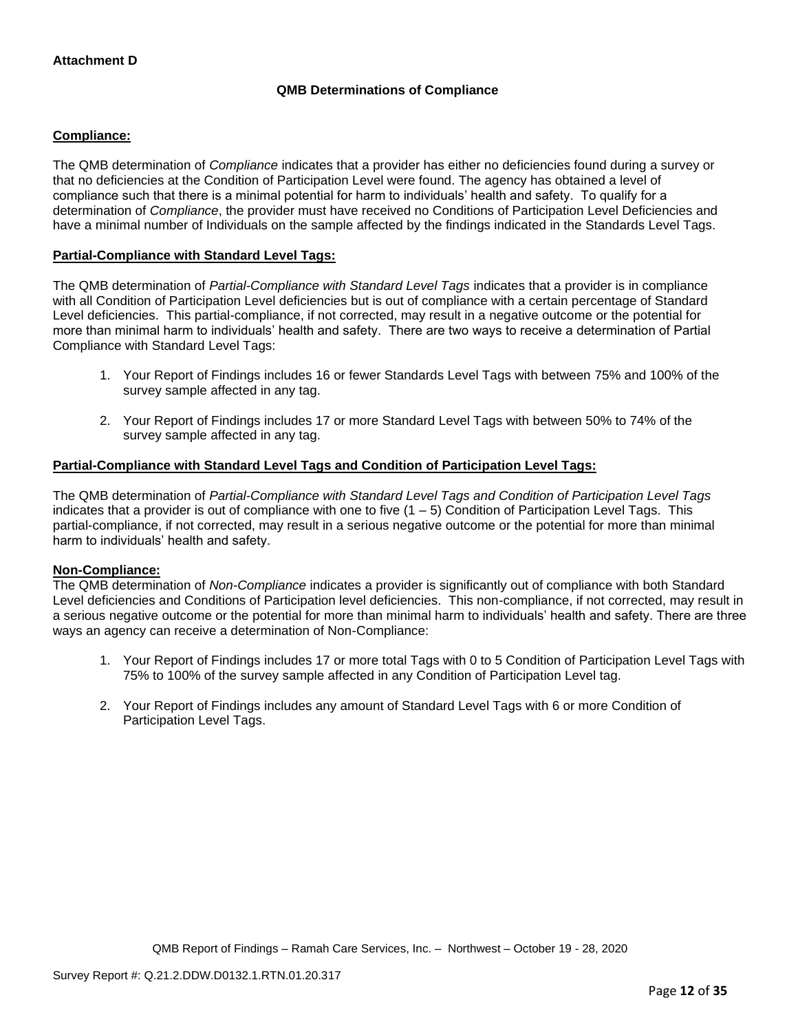**Attachment D**

**QMB Determinations of Compliance**

**Compliance:**

The QMB determination of *Compliance* indicates that a provider has either no deficiencies found during a survey or that no deficiencies at the Condition of Participation Level were found. The agency has obtained a level of compliance such that there is a minimal potential for harm to individuals' health and safety. To qualify for a determination of *Compliance*, the provider must have received no Conditions of Participation Level Deficiencies and have a minimal number of Individuals on the sample affected by the findings indicated in the Standards Level Tags.

**Partial-Compliance with Standard Level Tags:**

The QMB determination of *Partial-Compliance with Standard Level Tags* indicates that a provider is in compliance with all Condition of Participation Level deficiencies but is out of compliance with a certain percentage of Standard Level deficiencies. This partial-compliance, if not corrected, may result in a negative outcome or the potential for more than minimal harm to individuals' health and safety. There are two ways to receive a determination of Partial Compliance with Standard Level Tags:

1. Your Report of Findings includes 16 or fewer Standards Level Tags with between 75% and 100% of the survey sample affected in any tag.
2. Your Report of Findings includes 17 or more Standard Level Tags with between 50% to 74% of the survey sample affected in any tag.

**Partial-Compliance with Standard Level Tags and Condition of Participation Level Tags:**

The QMB determination of *Partial-Compliance with Standard Level Tags and Condition of Participation Level Tags* indicates that a provider is out of compliance with one to five (1 – 5) Condition of Participation Level Tags. This partial-compliance, if not corrected, may result in a serious negative outcome or the potential for more than minimal harm to individuals' health and safety.

**Non-Compliance:**

The QMB determination of *Non-Compliance* indicates a provider is significantly out of compliance with both Standard Level deficiencies and Conditions of Participation level deficiencies. This non-compliance, if not corrected, may result in a serious negative outcome or the potential for more than minimal harm to individuals' health and safety. There are three ways an agency can receive a determination of Non-Compliance:

1. Your Report of Findings includes 17 or more total Tags with 0 to 5 Condition of Participation Level Tags with 75% to 100% of the survey sample affected in any Condition of Participation Level tag.
2. Your Report of Findings includes any amount of Standard Level Tags with 6 or more Condition of Participation Level Tags.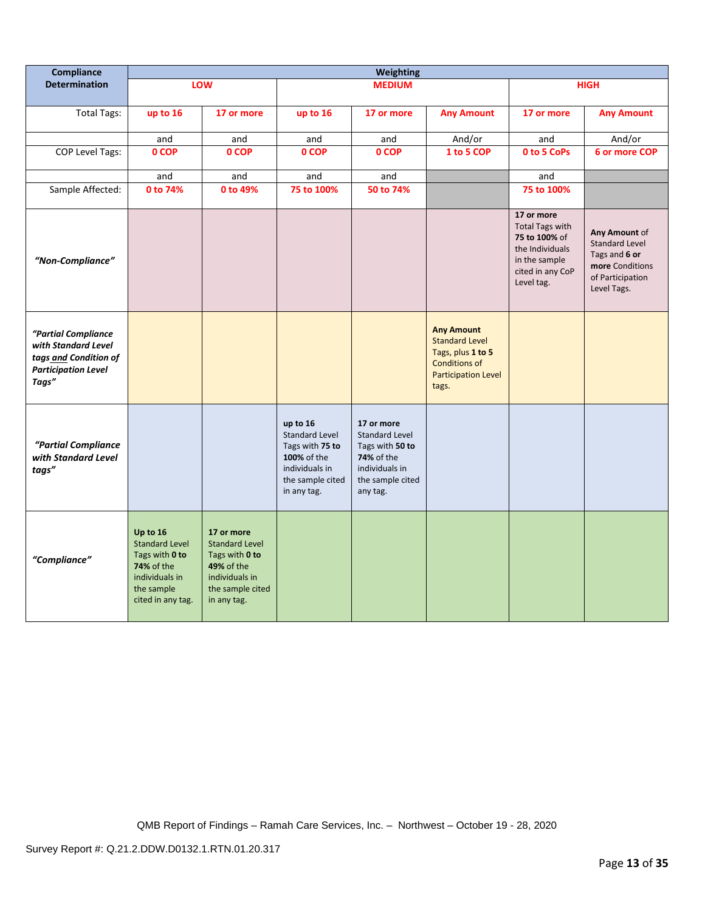| Compliance Determination | Weighting | | | | | | |
|---|---|---|---|---|---|---|---|
| | LOW | | MEDIUM | | | HIGH | |
| Total Tags: | up to 16 | 17 or more | up to 16 | 17 or more | Any Amount | 17 or more | Any Amount |
| | and | and | and | and | And/or | and | And/or |
| COP Level Tags: | 0 COP | 0 COP | 0 COP | 0 COP | 1 to 5 COP | 0 to 5 CoPs | 6 or more COP |
| | and | and | and | and | | and | |
| Sample Affected: | 0 to 74% | 0 to 49% | 75 to 100% | 50 to 74% | | 75 to 100% | |
| *"Non-Compliance"* | | | | | | **17 or more** Total Tags with **75 to 100%** of the Individuals in the sample cited in any CoP Level tag. | **Any Amount** of Standard Level Tags and **6 or more** Conditions of Participation Level Tags. |
| *"Partial Compliance with Standard Level tags and Condition of Participation Level Tags"* | | | | | **Any Amount** Standard Level Tags, plus **1 to 5** Conditions of Participation Level tags. | | |
| *"Partial Compliance with Standard Level tags"* | | | **up to 16** Standard Level Tags with **75 to 100%** of the individuals in the sample cited in any tag. | **17 or more** Standard Level Tags with **50 to 74%** of the individuals in the sample cited any tag. | | | |
| *"Compliance"* | **Up to 16** Standard Level Tags with **0 to 74%** of the individuals in the sample cited in any tag. | **17 or more** Standard Level Tags with **0 to 49%** of the individuals in the sample cited in any tag. | | | | | |

QMB Report of Findings – Ramah Care Services, Inc. – Northwest – October 19 - 28, 2020

Survey Report #: Q.21.2.DDW.D0132.1.RTN.01.20.317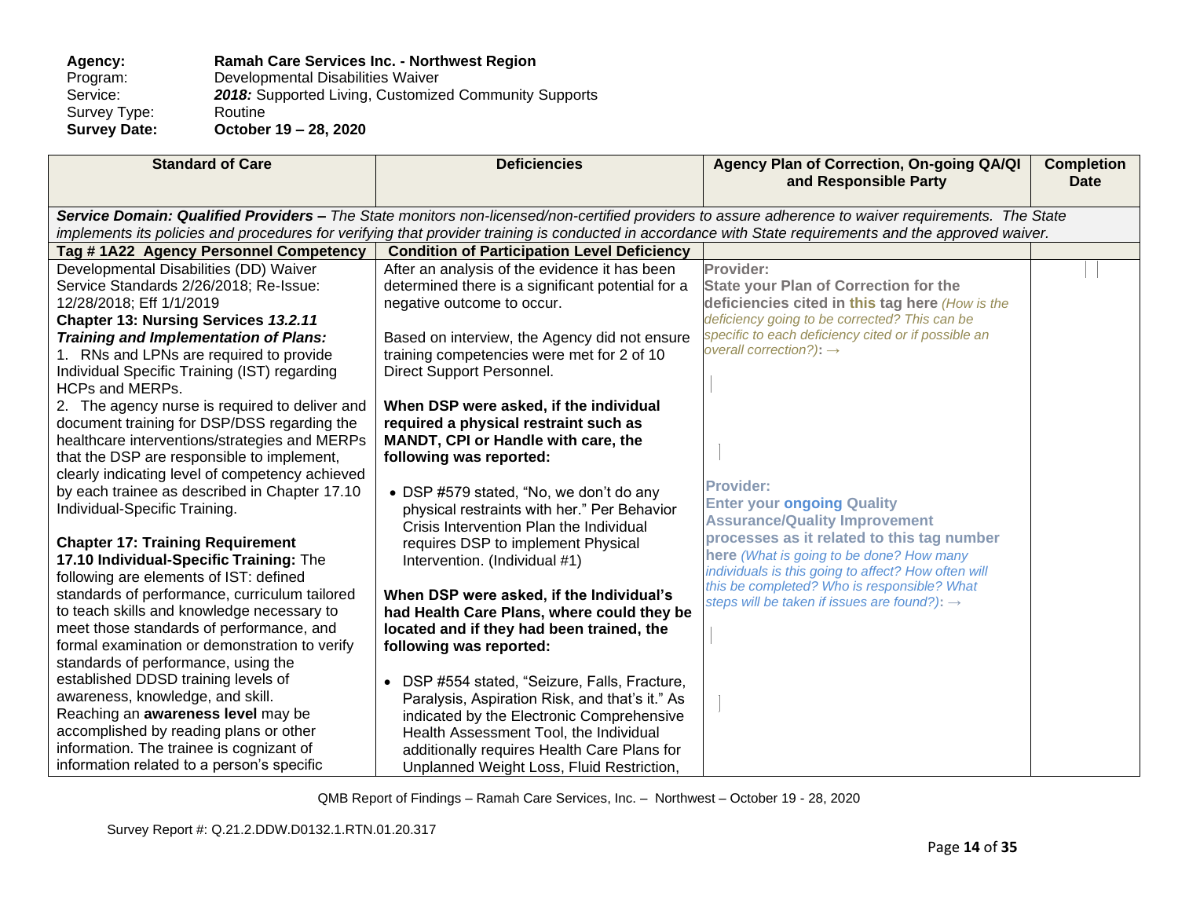**Agency:** **Ramah Care Services Inc. - Northwest Region**
Program: Developmental Disabilities Waiver
Service: ***2018:*** Supported Living, Customized Community Supports
Survey Type: Routine
**Survey Date:** **October 19 – 28, 2020**

| Standard of Care | Deficiencies | Agency Plan of Correction, On-going QA/QI and Responsible Party | Completion Date |
|---|---|---|---|
| ***Service Domain: Qualified Providers –*** *The State monitors non-licensed/non-certified providers to assure adherence to waiver requirements. The State implements its policies and procedures for verifying that provider training is conducted in accordance with State requirements and the approved waiver.* | | | |
| **Tag # 1A22 Agency Personnel Competency** | **Condition of Participation Level Deficiency** | | |
| Developmental Disabilities (DD) Waiver Service Standards 2/26/2018; Re-Issue: 12/28/2018; Eff 1/1/2019<br>**Chapter 13: Nursing Services** ***13.2.11 Training and Implementation of Plans:***<br>1. RNs and LPNs are required to provide Individual Specific Training (IST) regarding HCPs and MERPs.<br>2. The agency nurse is required to deliver and document training for DSP/DSS regarding the healthcare interventions/strategies and MERPs that the DSP are responsible to implement, clearly indicating level of competency achieved by each trainee as described in Chapter 17.10 Individual-Specific Training.<br><br>**Chapter 17: Training Requirement**<br>**17.10 Individual-Specific Training:** The following are elements of IST: defined standards of performance, curriculum tailored to teach skills and knowledge necessary to meet those standards of performance, and formal examination or demonstration to verify standards of performance, using the established DDSD training levels of awareness, knowledge, and skill.<br>Reaching an **awareness level** may be accomplished by reading plans or other information. The trainee is cognizant of information related to a person's specific | After an analysis of the evidence it has been determined there is a significant potential for a negative outcome to occur.<br><br>Based on interview, the Agency did not ensure training competencies were met for 2 of 10 Direct Support Personnel.<br><br>**When DSP were asked, if the individual required a physical restraint such as MANDT, CPI or Handle with care, the following was reported:**<br><br>• DSP #579 stated, "No, we don't do any physical restraints with her." Per Behavior Crisis Intervention Plan the Individual requires DSP to implement Physical Intervention. (Individual #1)<br><br>**When DSP were asked, if the Individual's had Health Care Plans, where could they be located and if they had been trained, the following was reported:**<br><br>• DSP #554 stated, "Seizure, Falls, Fracture, Paralysis, Aspiration Risk, and that's it." As indicated by the Electronic Comprehensive Health Assessment Tool, the Individual additionally requires Health Care Plans for Unplanned Weight Loss, Fluid Restriction, | **Provider:**<br>**State your Plan of Correction for the deficiencies cited in this tag here** *(How is the deficiency going to be corrected? This can be specific to each deficiency cited or if possible an overall correction?):* →<br><br><br><br>**Provider:**<br>**Enter your ongoing Quality Assurance/Quality Improvement processes as it related to this tag number here** *(What is going to be done? How many individuals is this going to affect? How often will this be completed? Who is responsible? What steps will be taken if issues are found?):* → | |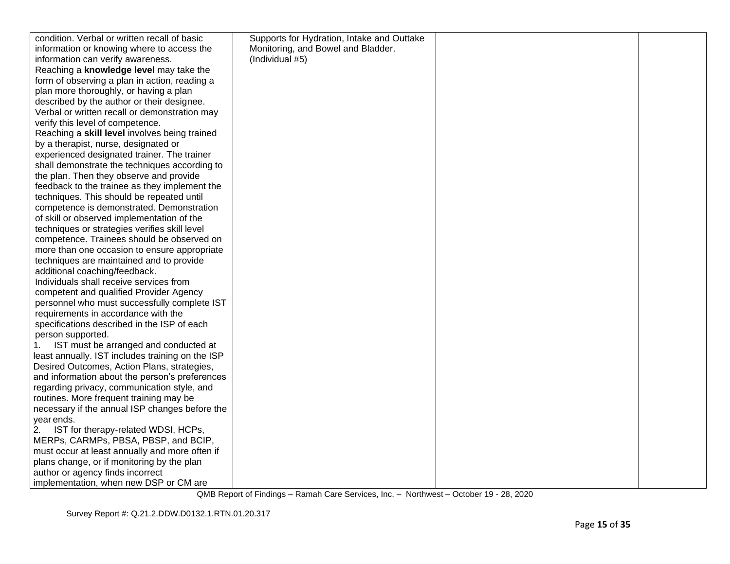| | | | |
|---|---|---|---|
| condition. Verbal or written recall of basic information or knowing where to access the information can verify awareness.<br>Reaching a **knowledge level** may take the form of observing a plan in action, reading a plan more thoroughly, or having a plan described by the author or their designee. Verbal or written recall or demonstration may verify this level of competence.<br>Reaching a **skill level** involves being trained by a therapist, nurse, designated or experienced designated trainer. The trainer shall demonstrate the techniques according to the plan. Then they observe and provide feedback to the trainee as they implement the techniques. This should be repeated until competence is demonstrated. Demonstration of skill or observed implementation of the techniques or strategies verifies skill level competence. Trainees should be observed on more than one occasion to ensure appropriate techniques are maintained and to provide additional coaching/feedback.<br>Individuals shall receive services from competent and qualified Provider Agency personnel who must successfully complete IST requirements in accordance with the specifications described in the ISP of each person supported.<br>1. IST must be arranged and conducted at least annually. IST includes training on the ISP Desired Outcomes, Action Plans, strategies, and information about the person's preferences regarding privacy, communication style, and routines. More frequent training may be necessary if the annual ISP changes before the year ends.<br>2. IST for therapy-related WDSI, HCPs, MERPs, CARMPs, PBSA, PBSP, and BCIP, must occur at least annually and more often if plans change, or if monitoring by the plan author or agency finds incorrect implementation, when new DSP or CM are | Supports for Hydration, Intake and Outtake Monitoring, and Bowel and Bladder. (Individual #5) | | |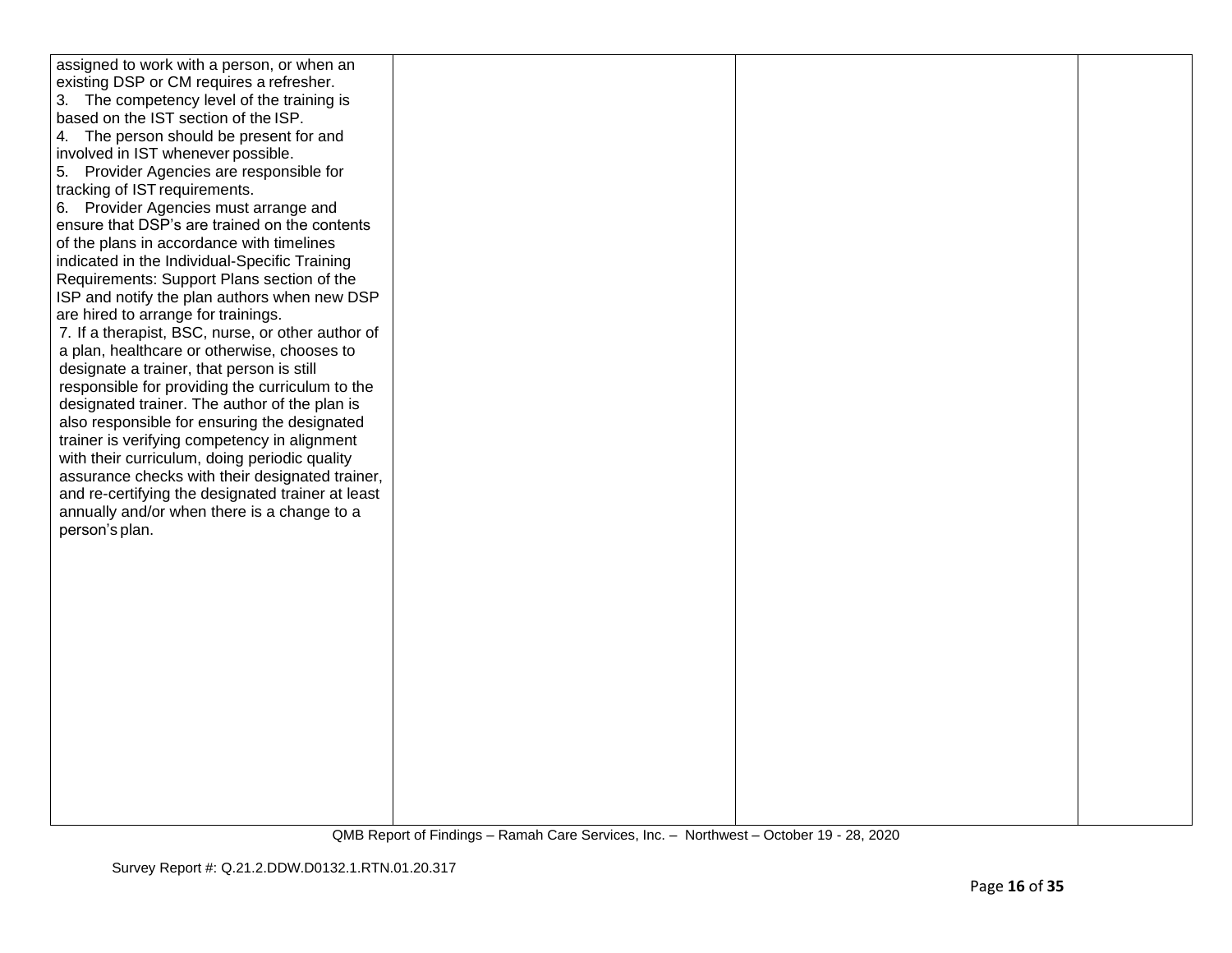| | | | |
|---|---|---|---|
| assigned to work with a person, or when an existing DSP or CM requires a refresher.<br>3. The competency level of the training is based on the IST section of the ISP.<br>4. The person should be present for and involved in IST whenever possible.<br>5. Provider Agencies are responsible for tracking of IST requirements.<br>6. Provider Agencies must arrange and ensure that DSP's are trained on the contents of the plans in accordance with timelines indicated in the Individual-Specific Training Requirements: Support Plans section of the ISP and notify the plan authors when new DSP are hired to arrange for trainings.<br>7. If a therapist, BSC, nurse, or other author of a plan, healthcare or otherwise, chooses to designate a trainer, that person is still responsible for providing the curriculum to the designated trainer. The author of the plan is also responsible for ensuring the designated trainer is verifying competency in alignment with their curriculum, doing periodic quality assurance checks with their designated trainer, and re-certifying the designated trainer at least annually and/or when there is a change to a person's plan. | | | |

QMB Report of Findings – Ramah Care Services, Inc. – Northwest – October 19 - 28, 2020

Survey Report #: Q.21.2.DDW.D0132.1.RTN.01.20.317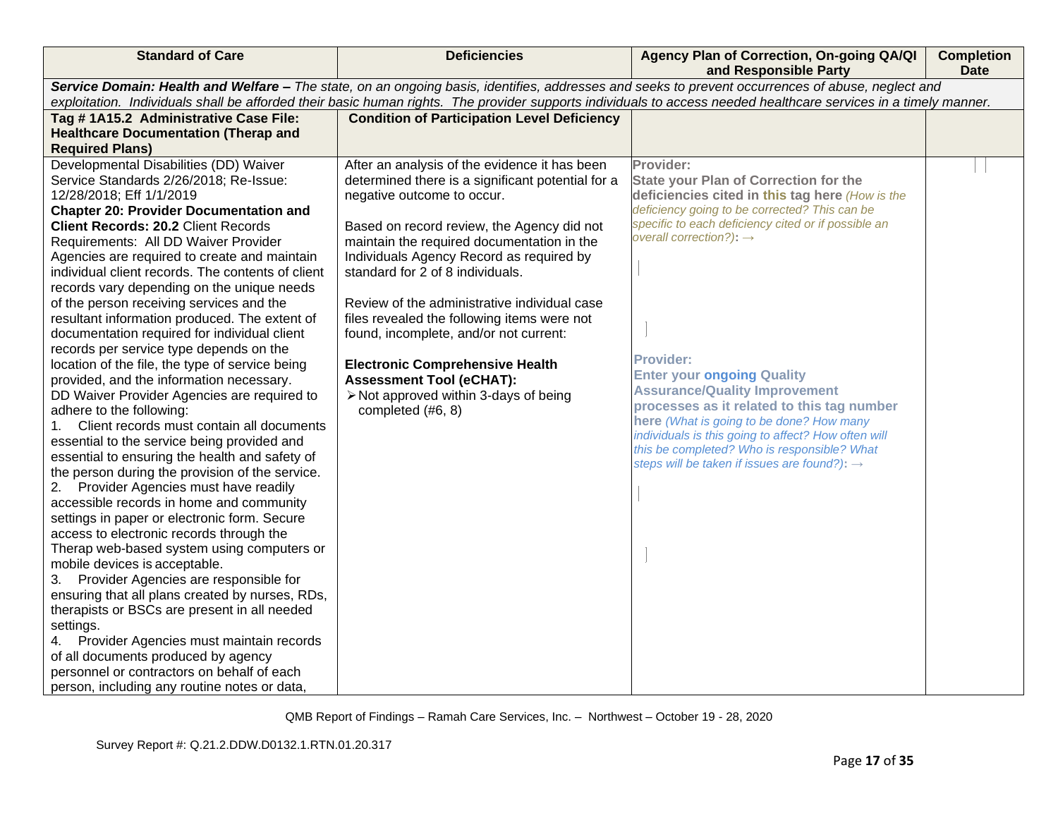| Standard of Care | Deficiencies | Agency Plan of Correction, On-going QA/QI and Responsible Party | Completion Date |
|---|---|---|---|
| ***Service Domain: Health and Welfare –*** *The state, on an ongoing basis, identifies, addresses and seeks to prevent occurrences of abuse, neglect and exploitation. Individuals shall be afforded their basic human rights. The provider supports individuals to access needed healthcare services in a timely manner.* | | | |
| **Tag # 1A15.2 Administrative Case File: Healthcare Documentation (Therap and Required Plans)** | **Condition of Participation Level Deficiency** | | |
| Developmental Disabilities (DD) Waiver Service Standards 2/26/2018; Re-Issue: 12/28/2018; Eff 1/1/2019<br>**Chapter 20: Provider Documentation and Client Records: 20.2** Client Records Requirements: All DD Waiver Provider Agencies are required to create and maintain individual client records. The contents of client records vary depending on the unique needs of the person receiving services and the resultant information produced. The extent of documentation required for individual client records per service type depends on the location of the file, the type of service being provided, and the information necessary.<br>DD Waiver Provider Agencies are required to adhere to the following:<br>1. Client records must contain all documents essential to the service being provided and essential to ensuring the health and safety of the person during the provision of the service.<br>2. Provider Agencies must have readily accessible records in home and community settings in paper or electronic form. Secure access to electronic records through the Therap web-based system using computers or mobile devices is acceptable.<br>3. Provider Agencies are responsible for ensuring that all plans created by nurses, RDs, therapists or BSCs are present in all needed settings.<br>4. Provider Agencies must maintain records of all documents produced by agency personnel or contractors on behalf of each person, including any routine notes or data, | After an analysis of the evidence it has been determined there is a significant potential for a negative outcome to occur.<br><br>Based on record review, the Agency did not maintain the required documentation in the Individuals Agency Record as required by standard for 2 of 8 individuals.<br><br>Review of the administrative individual case files revealed the following items were not found, incomplete, and/or not current:<br><br>**Electronic Comprehensive Health Assessment Tool (eCHAT):**<br>➢ Not approved within 3-days of being completed (#6, 8) | **Provider:**<br>**State your Plan of Correction for the deficiencies cited in this tag here** *(How is the deficiency going to be corrected? This can be specific to each deficiency cited or if possible an overall correction?):* →<br><br>**Provider:**<br>**Enter your ongoing Quality Assurance/Quality Improvement processes as it related to this tag number here** *(What is going to be done? How many individuals is this going to affect? How often will this be completed? Who is responsible? What steps will be taken if issues are found?):* → | |

QMB Report of Findings – Ramah Care Services, Inc. – Northwest – October 19 - 28, 2020

Survey Report #: Q.21.2.DDW.D0132.1.RTN.01.20.317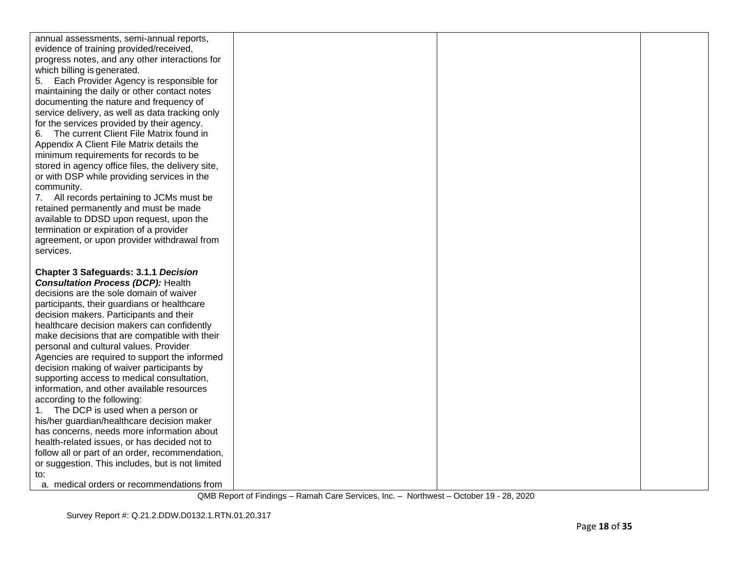| | | | |
|---|---|---|---|
| annual assessments, semi-annual reports, evidence of training provided/received, progress notes, and any other interactions for which billing is generated.<br>5. Each Provider Agency is responsible for maintaining the daily or other contact notes documenting the nature and frequency of service delivery, as well as data tracking only for the services provided by their agency.<br>6. The current Client File Matrix found in Appendix A Client File Matrix details the minimum requirements for records to be stored in agency office files, the delivery site, or with DSP while providing services in the community.<br>7. All records pertaining to JCMs must be retained permanently and must be made available to DDSD upon request, upon the termination or expiration of a provider agreement, or upon provider withdrawal from services.<br><br>**Chapter 3 Safeguards: 3.1.1 *Decision Consultation Process (DCP):*** Health decisions are the sole domain of waiver participants, their guardians or healthcare decision makers. Participants and their healthcare decision makers can confidently make decisions that are compatible with their personal and cultural values. Provider Agencies are required to support the informed decision making of waiver participants by supporting access to medical consultation, information, and other available resources according to the following:<br>1. The DCP is used when a person or his/her guardian/healthcare decision maker has concerns, needs more information about health-related issues, or has decided not to follow all or part of an order, recommendation, or suggestion. This includes, but is not limited to:<br>a. medical orders or recommendations from | | | |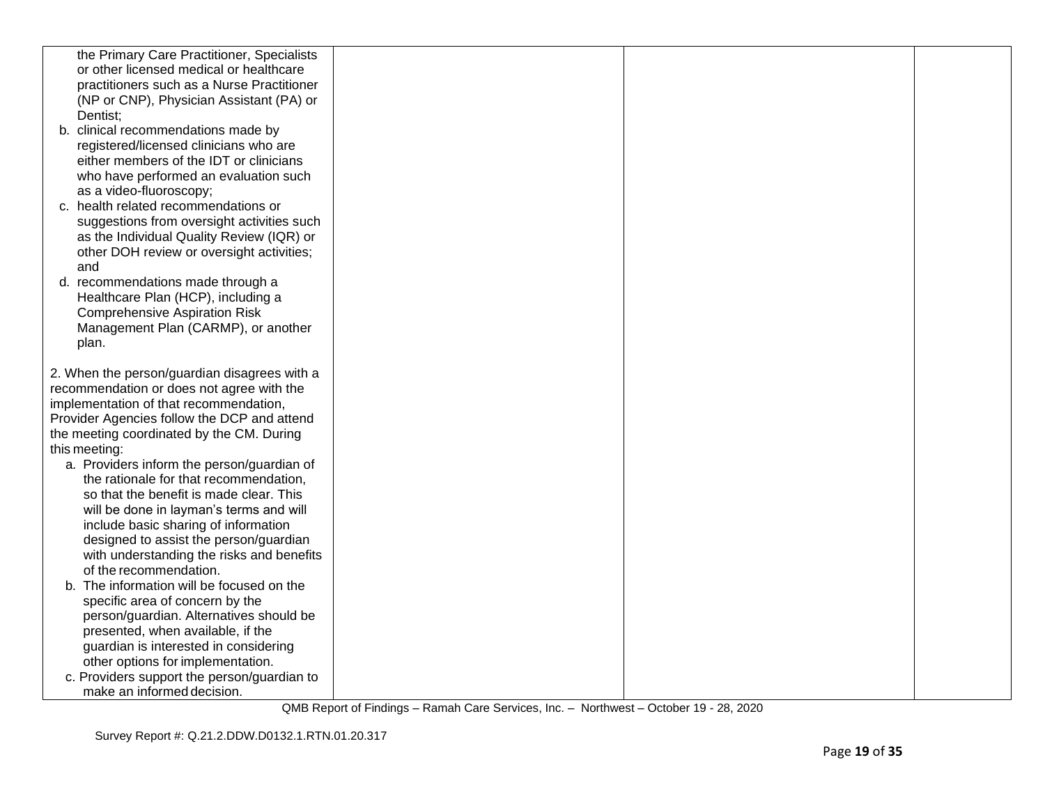| | | | |
|---|---|---|---|
| the Primary Care Practitioner, Specialists or other licensed medical or healthcare practitioners such as a Nurse Practitioner (NP or CNP), Physician Assistant (PA) or Dentist;<br>b. clinical recommendations made by registered/licensed clinicians who are either members of the IDT or clinicians who have performed an evaluation such as a video-fluoroscopy;<br>c. health related recommendations or suggestions from oversight activities such as the Individual Quality Review (IQR) or other DOH review or oversight activities; and<br>d. recommendations made through a Healthcare Plan (HCP), including a Comprehensive Aspiration Risk Management Plan (CARMP), or another plan.<br><br>2. When the person/guardian disagrees with a recommendation or does not agree with the implementation of that recommendation, Provider Agencies follow the DCP and attend the meeting coordinated by the CM. During this meeting:<br>a. Providers inform the person/guardian of the rationale for that recommendation, so that the benefit is made clear. This will be done in layman's terms and will include basic sharing of information designed to assist the person/guardian with understanding the risks and benefits of the recommendation.<br>b. The information will be focused on the specific area of concern by the person/guardian. Alternatives should be presented, when available, if the guardian is interested in considering other options for implementation.<br>c. Providers support the person/guardian to make an informed decision. | | | |

QMB Report of Findings – Ramah Care Services, Inc. – Northwest – October 19 - 28, 2020

Survey Report #: Q.21.2.DDW.D0132.1.RTN.01.20.317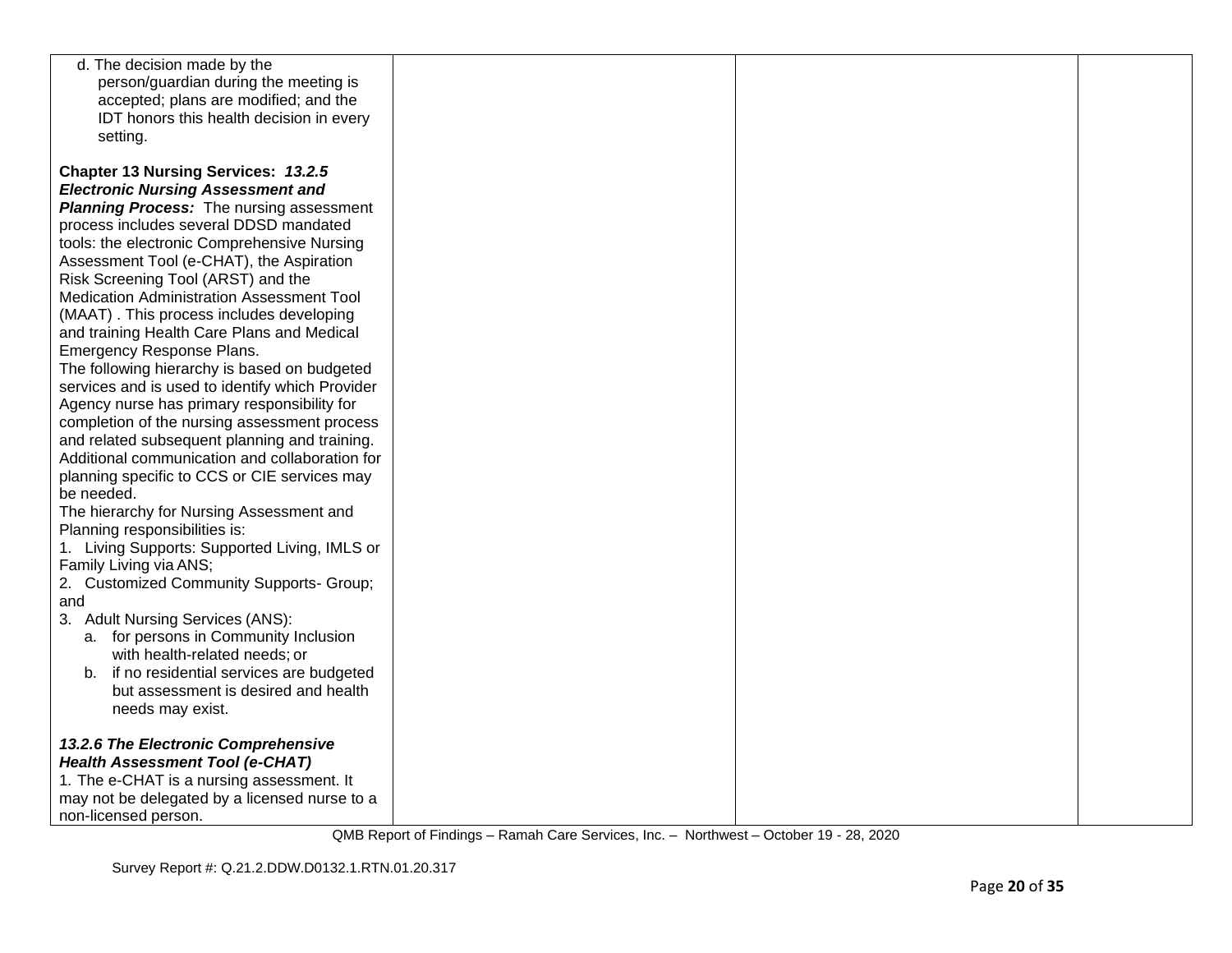| | | | |
|---|---|---|---|
| d. The decision made by the person/guardian during the meeting is accepted; plans are modified; and the IDT honors this health decision in every setting.<br><br>**Chapter 13 Nursing Services:** ***13.2.5 Electronic Nursing Assessment and Planning Process:*** The nursing assessment process includes several DDSD mandated tools: the electronic Comprehensive Nursing Assessment Tool (e-CHAT), the Aspiration Risk Screening Tool (ARST) and the Medication Administration Assessment Tool (MAAT) . This process includes developing and training Health Care Plans and Medical Emergency Response Plans.<br>The following hierarchy is based on budgeted services and is used to identify which Provider Agency nurse has primary responsibility for completion of the nursing assessment process and related subsequent planning and training. Additional communication and collaboration for planning specific to CCS or CIE services may be needed.<br>The hierarchy for Nursing Assessment and Planning responsibilities is:<br>1. Living Supports: Supported Living, IMLS or Family Living via ANS;<br>2. Customized Community Supports- Group; and<br>3. Adult Nursing Services (ANS):<br>a. for persons in Community Inclusion with health-related needs; or<br>b. if no residential services are budgeted but assessment is desired and health needs may exist.<br><br>***13.2.6 The Electronic Comprehensive Health Assessment Tool (e-CHAT)***<br>1. The e-CHAT is a nursing assessment. It may not be delegated by a licensed nurse to a non-licensed person. | | | |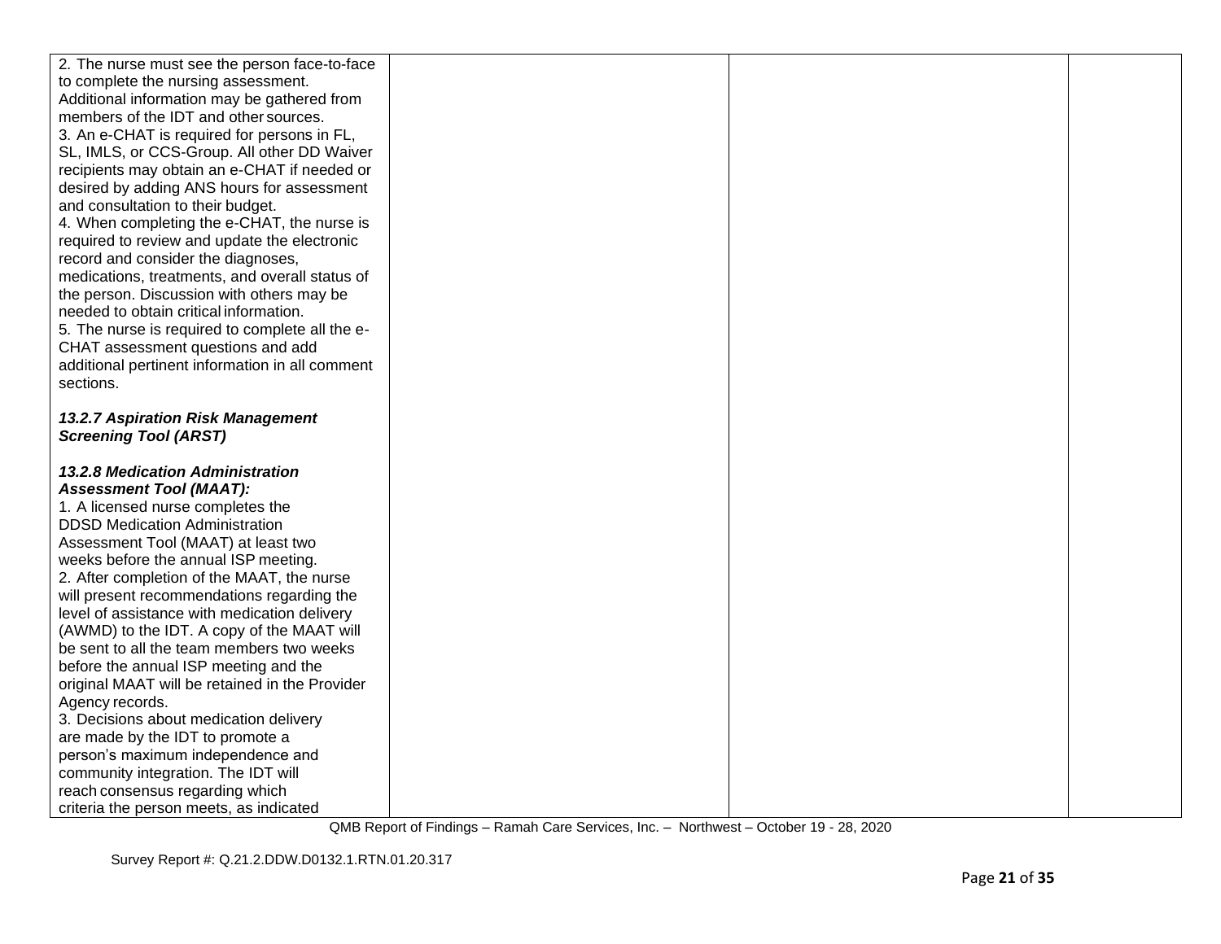| | | | |
|---|---|---|---|
| 2. The nurse must see the person face-to-face to complete the nursing assessment. Additional information may be gathered from members of the IDT and other sources.<br>3. An e-CHAT is required for persons in FL, SL, IMLS, or CCS-Group. All other DD Waiver recipients may obtain an e-CHAT if needed or desired by adding ANS hours for assessment and consultation to their budget.<br>4. When completing the e-CHAT, the nurse is required to review and update the electronic record and consider the diagnoses, medications, treatments, and overall status of the person. Discussion with others may be needed to obtain critical information.<br>5. The nurse is required to complete all the e-CHAT assessment questions and add additional pertinent information in all comment sections.<br><br>***13.2.7 Aspiration Risk Management Screening Tool (ARST)***<br><br>***13.2.8 Medication Administration Assessment Tool (MAAT):***<br>1. A licensed nurse completes the DDSD Medication Administration Assessment Tool (MAAT) at least two weeks before the annual ISP meeting.<br>2. After completion of the MAAT, the nurse will present recommendations regarding the level of assistance with medication delivery (AWMD) to the IDT. A copy of the MAAT will be sent to all the team members two weeks before the annual ISP meeting and the original MAAT will be retained in the Provider Agency records.<br>3. Decisions about medication delivery are made by the IDT to promote a person's maximum independence and community integration. The IDT will reach consensus regarding which criteria the person meets, as indicated | | | |

QMB Report of Findings – Ramah Care Services, Inc. – Northwest – October 19 - 28, 2020

Survey Report #: Q.21.2.DDW.D0132.1.RTN.01.20.317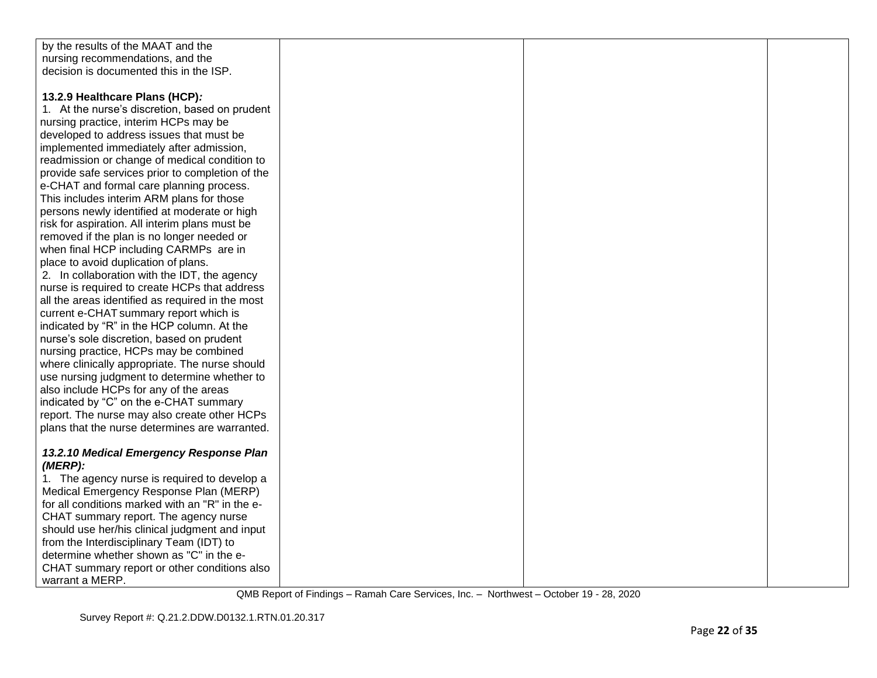| | | | |
|---|---|---|---|
| by the results of the MAAT and the nursing recommendations, and the decision is documented this in the ISP.<br><br>**13.2.9 Healthcare Plans (HCP)*:***<br>1. At the nurse's discretion, based on prudent nursing practice, interim HCPs may be developed to address issues that must be implemented immediately after admission, readmission or change of medical condition to provide safe services prior to completion of the e-CHAT and formal care planning process. This includes interim ARM plans for those persons newly identified at moderate or high risk for aspiration. All interim plans must be removed if the plan is no longer needed or when final HCP including CARMPs are in place to avoid duplication of plans.<br>2. In collaboration with the IDT, the agency nurse is required to create HCPs that address all the areas identified as required in the most current e-CHAT summary report which is indicated by "R" in the HCP column. At the nurse's sole discretion, based on prudent nursing practice, HCPs may be combined where clinically appropriate. The nurse should use nursing judgment to determine whether to also include HCPs for any of the areas indicated by "C" on the e-CHAT summary report. The nurse may also create other HCPs plans that the nurse determines are warranted.<br><br>***13.2.10 Medical Emergency Response Plan (MERP):***<br>1. The agency nurse is required to develop a Medical Emergency Response Plan (MERP) for all conditions marked with an "R" in the e-CHAT summary report. The agency nurse should use her/his clinical judgment and input from the Interdisciplinary Team (IDT) to determine whether shown as "C" in the e-CHAT summary report or other conditions also warrant a MERP. | | | |

QMB Report of Findings – Ramah Care Services, Inc. – Northwest – October 19 - 28, 2020

Survey Report #: Q.21.2.DDW.D0132.1.RTN.01.20.317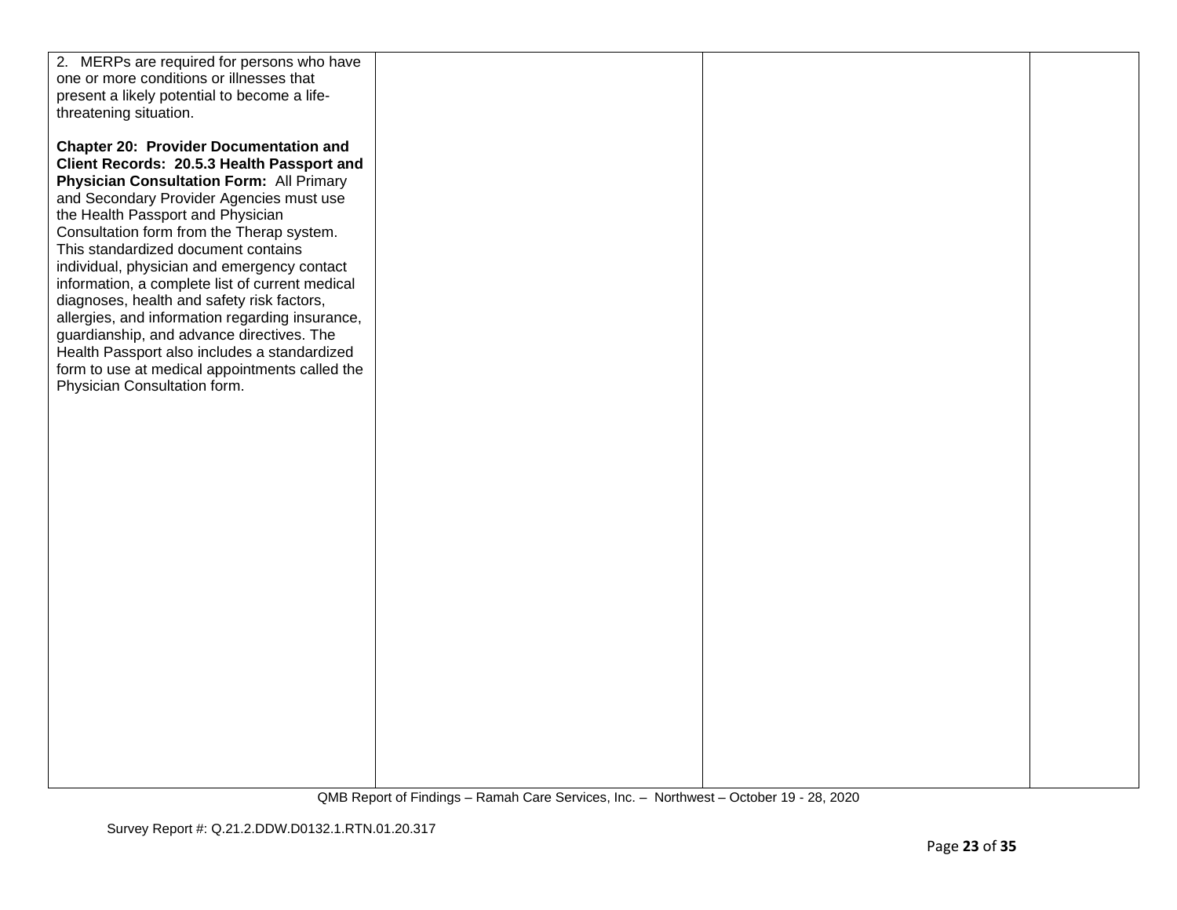| | | | |
|---|---|---|---|
| 2. MERPs are required for persons who have one or more conditions or illnesses that present a likely potential to become a life-threatening situation.<br><br>**Chapter 20: Provider Documentation and Client Records: 20.5.3 Health Passport and Physician Consultation Form:** All Primary and Secondary Provider Agencies must use the Health Passport and Physician Consultation form from the Therap system. This standardized document contains individual, physician and emergency contact information, a complete list of current medical diagnoses, health and safety risk factors, allergies, and information regarding insurance, guardianship, and advance directives. The Health Passport also includes a standardized form to use at medical appointments called the Physician Consultation form. | | | |

QMB Report of Findings – Ramah Care Services, Inc. – Northwest – October 19 - 28, 2020

Survey Report #: Q.21.2.DDW.D0132.1.RTN.01.20.317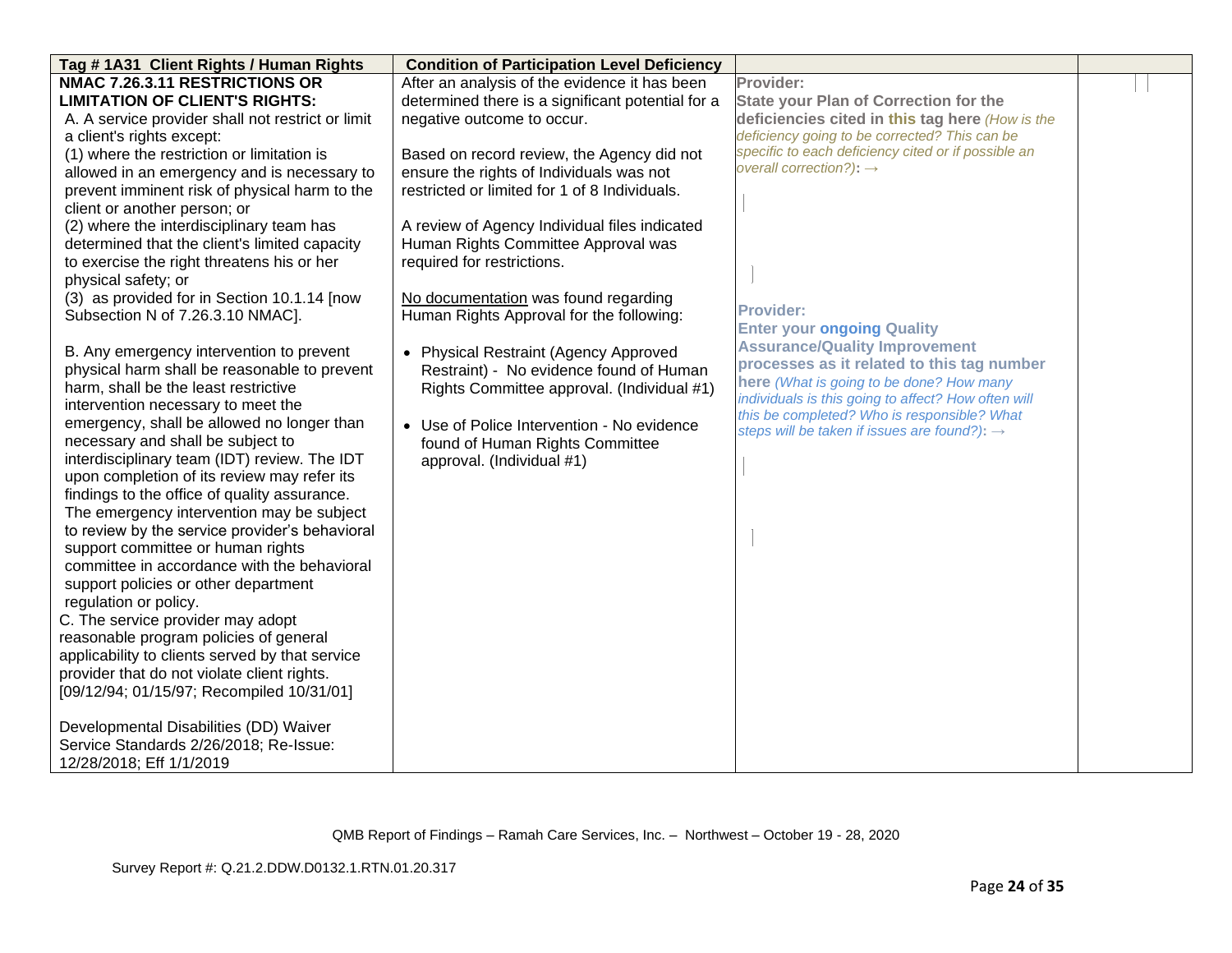| Tag # 1A31 Client Rights / Human Rights | Condition of Participation Level Deficiency | | |
|---|---|---|---|
| **NMAC 7.26.3.11 RESTRICTIONS OR LIMITATION OF CLIENT'S RIGHTS:**<br>A. A service provider shall not restrict or limit a client's rights except:<br>(1) where the restriction or limitation is allowed in an emergency and is necessary to prevent imminent risk of physical harm to the client or another person; or<br>(2) where the interdisciplinary team has determined that the client's limited capacity to exercise the right threatens his or her physical safety; or<br>(3) as provided for in Section 10.1.14 [now Subsection N of 7.26.3.10 NMAC].<br><br>B. Any emergency intervention to prevent physical harm shall be reasonable to prevent harm, shall be the least restrictive intervention necessary to meet the emergency, shall be allowed no longer than necessary and shall be subject to interdisciplinary team (IDT) review. The IDT upon completion of its review may refer its findings to the office of quality assurance. The emergency intervention may be subject to review by the service provider's behavioral support committee or human rights committee in accordance with the behavioral support policies or other department regulation or policy.<br>C. The service provider may adopt reasonable program policies of general applicability to clients served by that service provider that do not violate client rights. [09/12/94; 01/15/97; Recompiled 10/31/01]<br><br>Developmental Disabilities (DD) Waiver Service Standards 2/26/2018; Re-Issue: 12/28/2018; Eff 1/1/2019 | After an analysis of the evidence it has been determined there is a significant potential for a negative outcome to occur.<br><br>Based on record review, the Agency did not ensure the rights of Individuals was not restricted or limited for 1 of 8 Individuals.<br><br>A review of Agency Individual files indicated Human Rights Committee Approval was required for restrictions.<br><br>No documentation was found regarding Human Rights Approval for the following:<br><br>• Physical Restraint (Agency Approved Restraint) - No evidence found of Human Rights Committee approval. (Individual #1)<br><br>• Use of Police Intervention - No evidence found of Human Rights Committee approval. (Individual #1) | **Provider:**<br>**State your Plan of Correction for the deficiencies cited in this tag here** *(How is the deficiency going to be corrected? This can be specific to each deficiency cited or if possible an overall correction?)*: →<br><br>**Provider:**<br>**Enter your ongoing Quality Assurance/Quality Improvement processes as it related to this tag number here** *(What is going to be done? How many individuals is this going to affect? How often will this be completed? Who is responsible? What steps will be taken if issues are found?)*: → | |

QMB Report of Findings – Ramah Care Services, Inc. – Northwest – October 19 - 28, 2020

Survey Report #: Q.21.2.DDW.D0132.1.RTN.01.20.317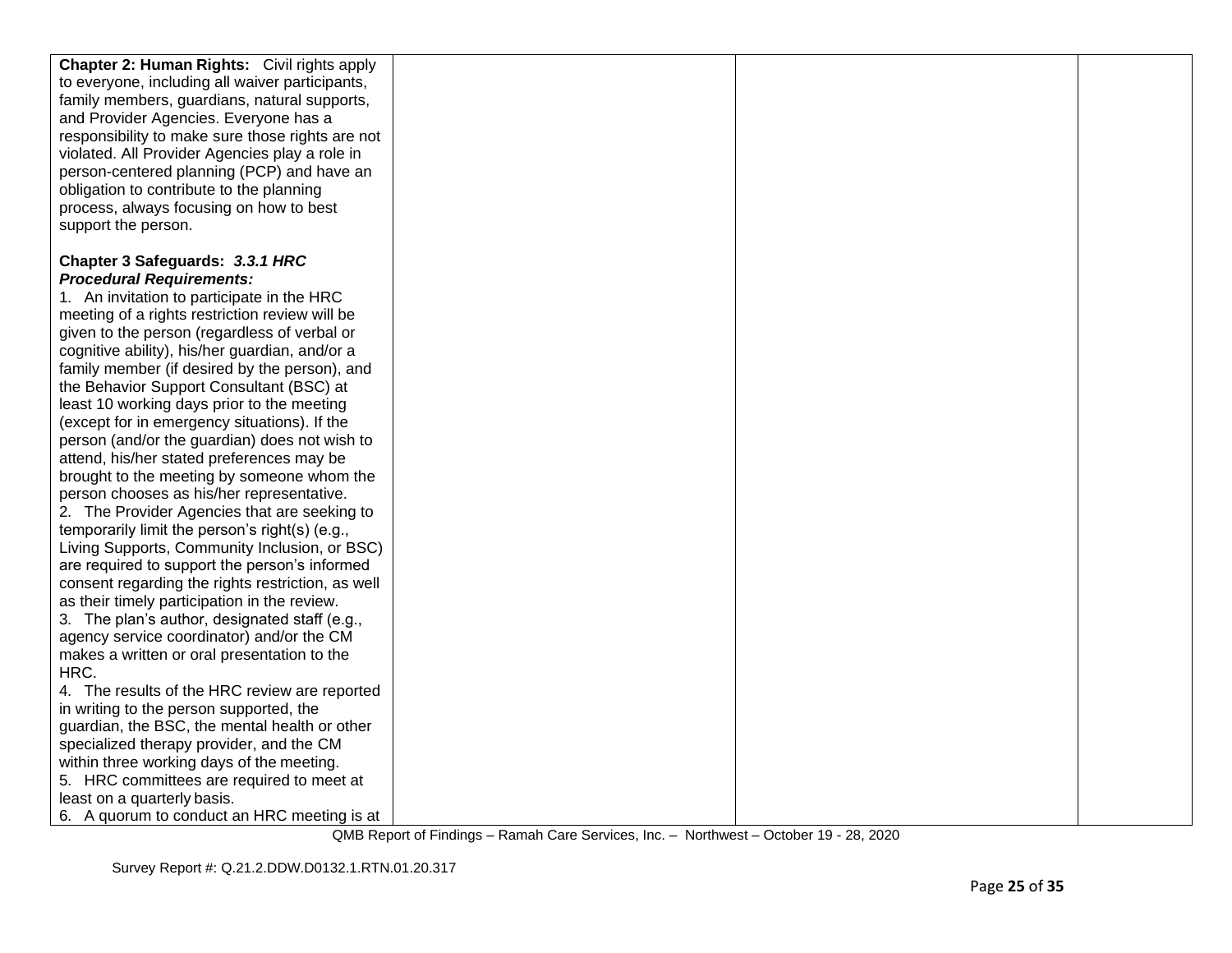| | | | |
|---|---|---|---|
| **Chapter 2: Human Rights:** Civil rights apply to everyone, including all waiver participants, family members, guardians, natural supports, and Provider Agencies. Everyone has a responsibility to make sure those rights are not violated. All Provider Agencies play a role in person-centered planning (PCP) and have an obligation to contribute to the planning process, always focusing on how to best support the person.<br><br>**Chapter 3 Safeguards:** ***3.3.1 HRC Procedural Requirements:***<br>1. An invitation to participate in the HRC meeting of a rights restriction review will be given to the person (regardless of verbal or cognitive ability), his/her guardian, and/or a family member (if desired by the person), and the Behavior Support Consultant (BSC) at least 10 working days prior to the meeting (except for in emergency situations). If the person (and/or the guardian) does not wish to attend, his/her stated preferences may be brought to the meeting by someone whom the person chooses as his/her representative.<br>2. The Provider Agencies that are seeking to temporarily limit the person's right(s) (e.g., Living Supports, Community Inclusion, or BSC) are required to support the person's informed consent regarding the rights restriction, as well as their timely participation in the review.<br>3. The plan's author, designated staff (e.g., agency service coordinator) and/or the CM makes a written or oral presentation to the HRC.<br>4. The results of the HRC review are reported in writing to the person supported, the guardian, the BSC, the mental health or other specialized therapy provider, and the CM within three working days of the meeting.<br>5. HRC committees are required to meet at least on a quarterly basis.<br>6. A quorum to conduct an HRC meeting is at | | | |

QMB Report of Findings – Ramah Care Services, Inc. – Northwest – October 19 - 28, 2020

Survey Report #: Q.21.2.DDW.D0132.1.RTN.01.20.317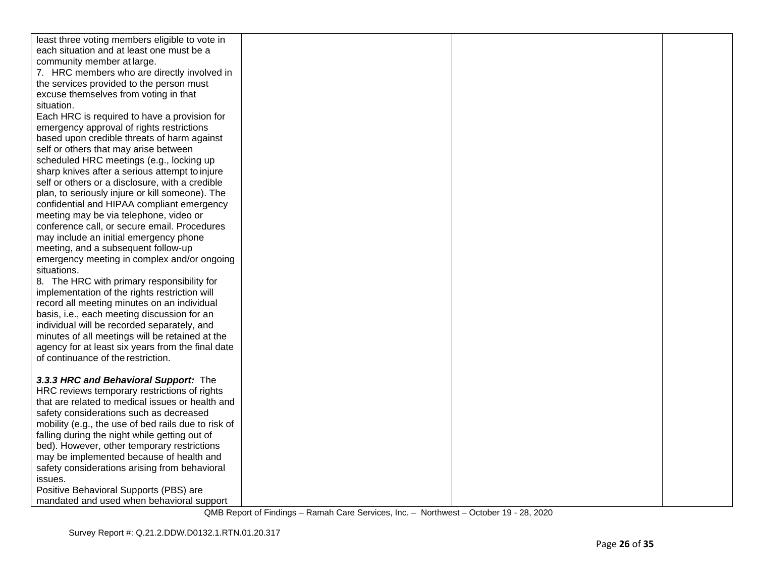| | | | |
|---|---|---|---|
| least three voting members eligible to vote in each situation and at least one must be a community member at large.<br>7. HRC members who are directly involved in the services provided to the person must excuse themselves from voting in that situation.<br>Each HRC is required to have a provision for emergency approval of rights restrictions based upon credible threats of harm against self or others that may arise between scheduled HRC meetings (e.g., locking up sharp knives after a serious attempt to injure self or others or a disclosure, with a credible plan, to seriously injure or kill someone). The confidential and HIPAA compliant emergency meeting may be via telephone, video or conference call, or secure email. Procedures may include an initial emergency phone meeting, and a subsequent follow-up emergency meeting in complex and/or ongoing situations.<br>8. The HRC with primary responsibility for implementation of the rights restriction will record all meeting minutes on an individual basis, i.e., each meeting discussion for an individual will be recorded separately, and minutes of all meetings will be retained at the agency for at least six years from the final date of continuance of the restriction.<br><br>***3.3.3 HRC and Behavioral Support:*** The HRC reviews temporary restrictions of rights that are related to medical issues or health and safety considerations such as decreased mobility (e.g., the use of bed rails due to risk of falling during the night while getting out of bed). However, other temporary restrictions may be implemented because of health and safety considerations arising from behavioral issues.<br>Positive Behavioral Supports (PBS) are mandated and used when behavioral support | | | |

QMB Report of Findings – Ramah Care Services, Inc. – Northwest – October 19 - 28, 2020

Survey Report #: Q.21.2.DDW.D0132.1.RTN.01.20.317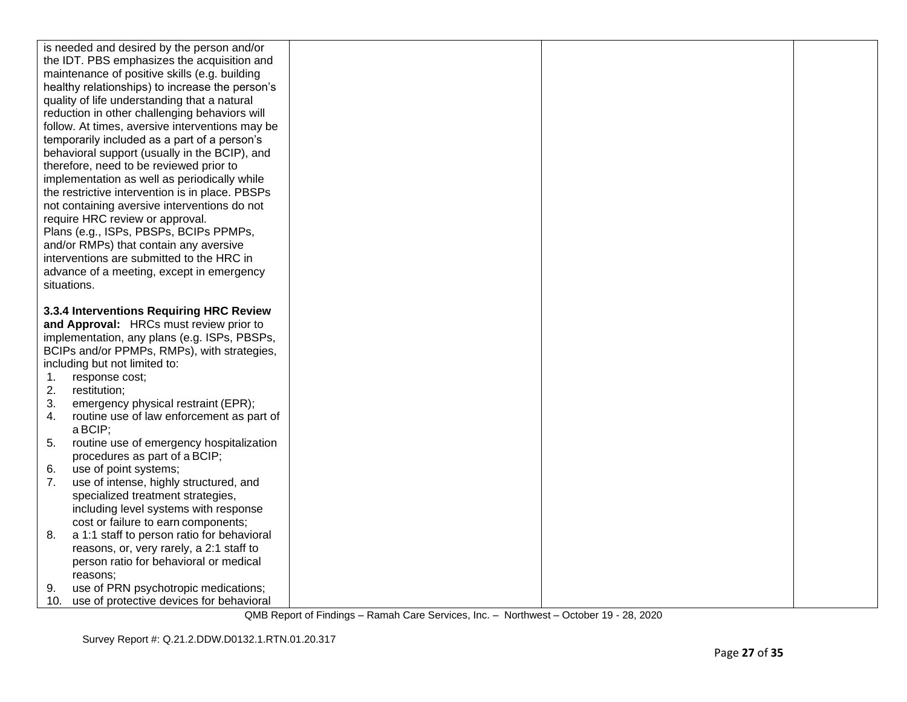| | | | |
|---|---|---|---|
| is needed and desired by the person and/or the IDT. PBS emphasizes the acquisition and maintenance of positive skills (e.g. building healthy relationships) to increase the person's quality of life understanding that a natural reduction in other challenging behaviors will follow. At times, aversive interventions may be temporarily included as a part of a person's behavioral support (usually in the BCIP), and therefore, need to be reviewed prior to implementation as well as periodically while the restrictive intervention is in place. PBSPs not containing aversive interventions do not require HRC review or approval.<br>Plans (e.g., ISPs, PBSPs, BCIPs PPMPs, and/or RMPs) that contain any aversive interventions are submitted to the HRC in advance of a meeting, except in emergency situations.<br><br>**3.3.4 Interventions Requiring HRC Review and Approval:** HRCs must review prior to implementation, any plans (e.g. ISPs, PBSPs, BCIPs and/or PPMPs, RMPs), with strategies, including but not limited to:<br>1. response cost;<br>2. restitution;<br>3. emergency physical restraint (EPR);<br>4. routine use of law enforcement as part of a BCIP;<br>5. routine use of emergency hospitalization procedures as part of a BCIP;<br>6. use of point systems;<br>7. use of intense, highly structured, and specialized treatment strategies, including level systems with response cost or failure to earn components;<br>8. a 1:1 staff to person ratio for behavioral reasons, or, very rarely, a 2:1 staff to person ratio for behavioral or medical reasons;<br>9. use of PRN psychotropic medications;<br>10. use of protective devices for behavioral | | | |

QMB Report of Findings – Ramah Care Services, Inc. – Northwest – October 19 - 28, 2020

Survey Report #: Q.21.2.DDW.D0132.1.RTN.01.20.317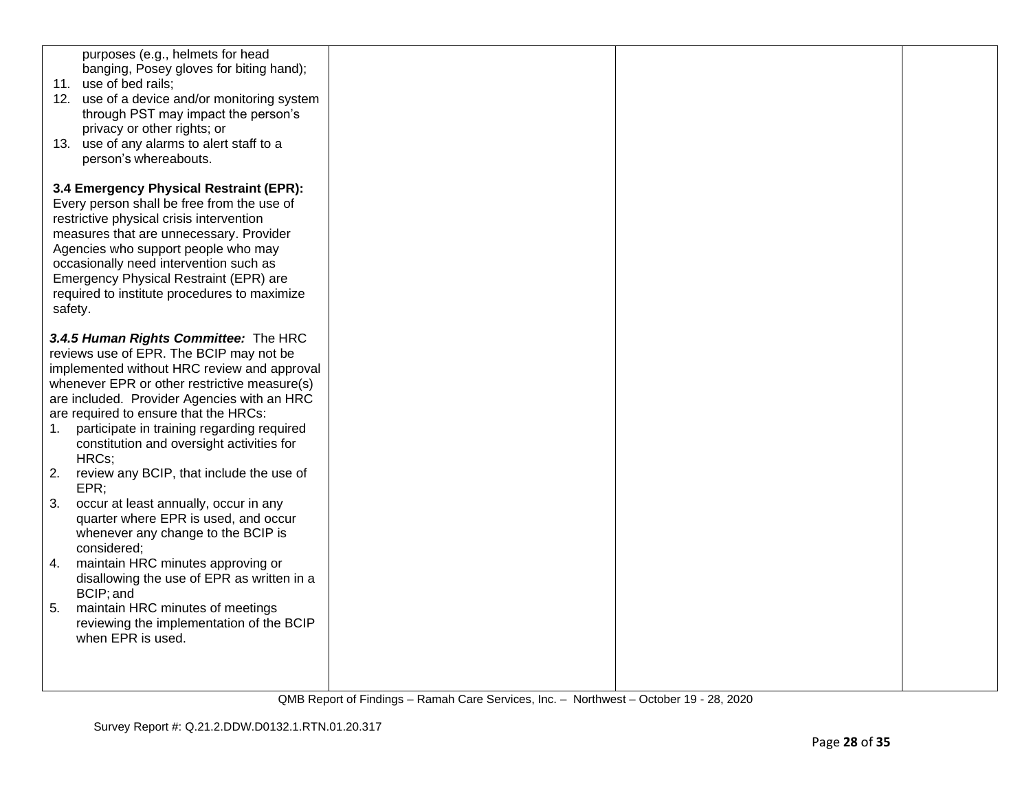| | | | |
|---|---|---|---|
| purposes (e.g., helmets for head banging, Posey gloves for biting hand);<br>11. use of bed rails;<br>12. use of a device and/or monitoring system through PST may impact the person's privacy or other rights; or<br>13. use of any alarms to alert staff to a person's whereabouts.<br><br>**3.4 Emergency Physical Restraint (EPR):** Every person shall be free from the use of restrictive physical crisis intervention measures that are unnecessary. Provider Agencies who support people who may occasionally need intervention such as Emergency Physical Restraint (EPR) are required to institute procedures to maximize safety.<br><br>***3.4.5 Human Rights Committee:*** The HRC reviews use of EPR. The BCIP may not be implemented without HRC review and approval whenever EPR or other restrictive measure(s) are included. Provider Agencies with an HRC are required to ensure that the HRCs:<br>1. participate in training regarding required constitution and oversight activities for HRCs;<br>2. review any BCIP, that include the use of EPR;<br>3. occur at least annually, occur in any quarter where EPR is used, and occur whenever any change to the BCIP is considered;<br>4. maintain HRC minutes approving or disallowing the use of EPR as written in a BCIP; and<br>5. maintain HRC minutes of meetings reviewing the implementation of the BCIP when EPR is used. | | | |

QMB Report of Findings – Ramah Care Services, Inc. – Northwest – October 19 - 28, 2020

Survey Report #: Q.21.2.DDW.D0132.1.RTN.01.20.317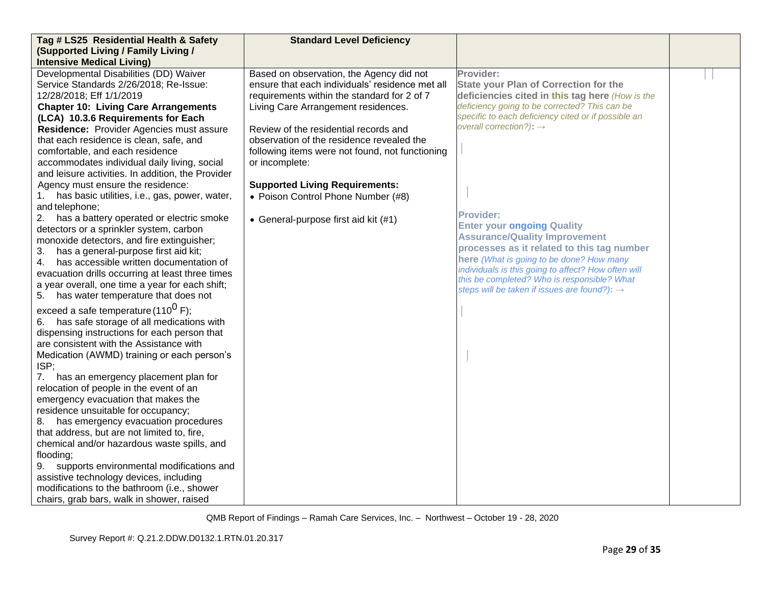| **Tag # LS25 Residential Health & Safety (Supported Living / Family Living / Intensive Medical Living)** | **Standard Level Deficiency** | | |
|---|---|---|---|
| Developmental Disabilities (DD) Waiver Service Standards 2/26/2018; Re-Issue: 12/28/2018; Eff 1/1/2019<br>**Chapter 10: Living Care Arrangements (LCA) 10.3.6 Requirements for Each Residence:** Provider Agencies must assure that each residence is clean, safe, and comfortable, and each residence accommodates individual daily living, social and leisure activities. In addition, the Provider Agency must ensure the residence:<br>1. has basic utilities, i.e., gas, power, water, and telephone;<br>2. has a battery operated or electric smoke detectors or a sprinkler system, carbon monoxide detectors, and fire extinguisher;<br>3. has a general-purpose first aid kit;<br>4. has accessible written documentation of evacuation drills occurring at least three times a year overall, one time a year for each shift;<br>5. has water temperature that does not exceed a safe temperature (110$^0$ F);<br>6. has safe storage of all medications with dispensing instructions for each person that are consistent with the Assistance with Medication (AWMD) training or each person's ISP;<br>7. has an emergency placement plan for relocation of people in the event of an emergency evacuation that makes the residence unsuitable for occupancy;<br>8. has emergency evacuation procedures that address, but are not limited to, fire, chemical and/or hazardous waste spills, and flooding;<br>9. supports environmental modifications and assistive technology devices, including modifications to the bathroom (i.e., shower chairs, grab bars, walk in shower, raised | Based on observation, the Agency did not ensure that each individuals' residence met all requirements within the standard for 2 of 7 Living Care Arrangement residences.<br><br>Review of the residential records and observation of the residence revealed the following items were not found, not functioning or incomplete:<br><br>**Supported Living Requirements:**<br>• Poison Control Phone Number (#8)<br><br>• General-purpose first aid kit (#1) | **Provider:**<br>**State your Plan of Correction for the deficiencies cited in this tag here** *(How is the deficiency going to be corrected? This can be specific to each deficiency cited or if possible an overall correction?)*: →<br><br><br><br>**Provider:**<br>**Enter your ongoing Quality Assurance/Quality Improvement processes as it related to this tag number here** *(What is going to be done? How many individuals is this going to affect? How often will this be completed? Who is responsible? What steps will be taken if issues are found?)*: → | |

QMB Report of Findings – Ramah Care Services, Inc. – Northwest – October 19 - 28, 2020

Survey Report #: Q.21.2.DDW.D0132.1.RTN.01.20.317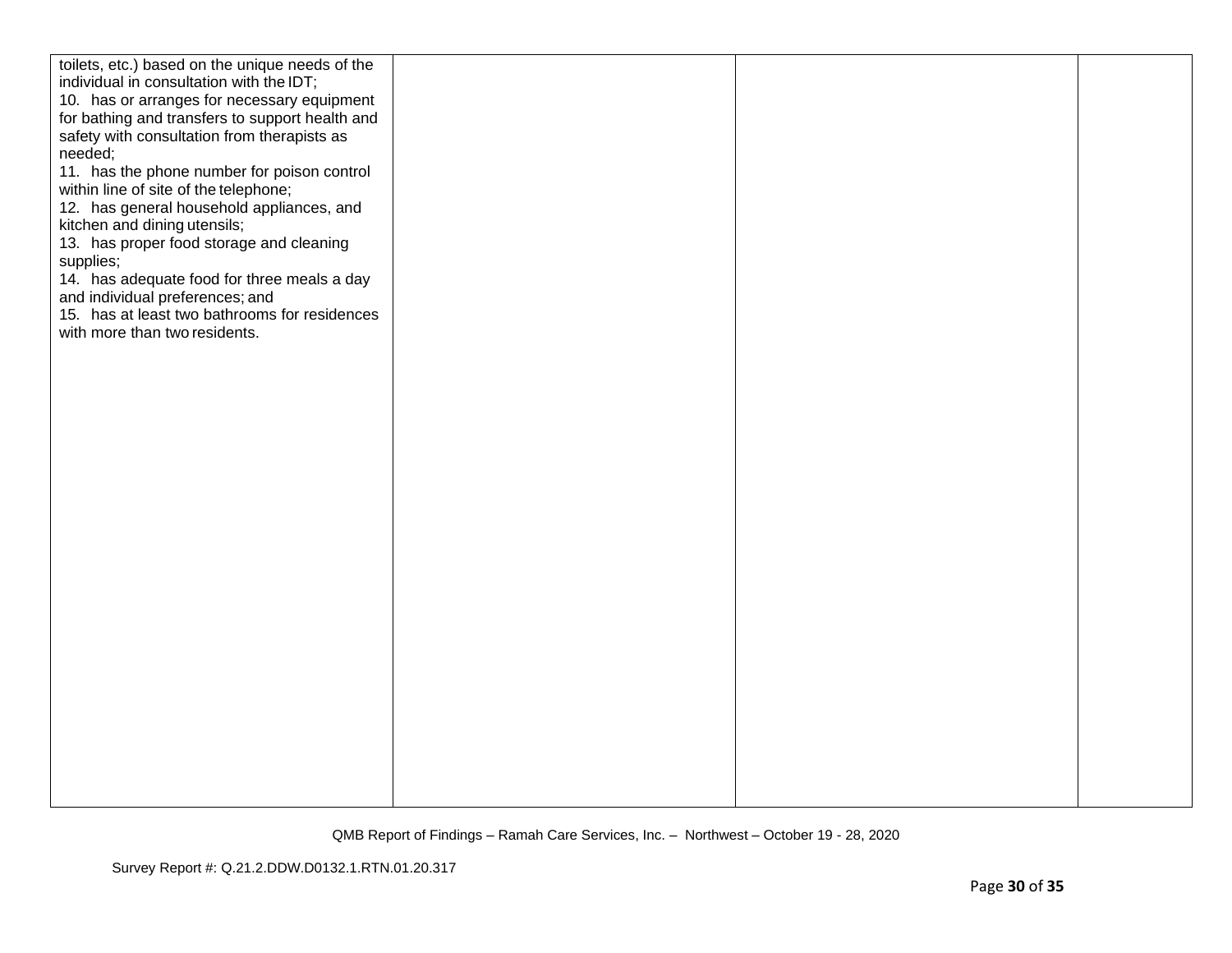| | | | |
|---|---|---|---|
| toilets, etc.) based on the unique needs of the individual in consultation with the IDT;<br>10. has or arranges for necessary equipment for bathing and transfers to support health and safety with consultation from therapists as needed;<br>11. has the phone number for poison control within line of site of the telephone;<br>12. has general household appliances, and kitchen and dining utensils;<br>13. has proper food storage and cleaning supplies;<br>14. has adequate food for three meals a day and individual preferences; and<br>15. has at least two bathrooms for residences with more than two residents. | | | |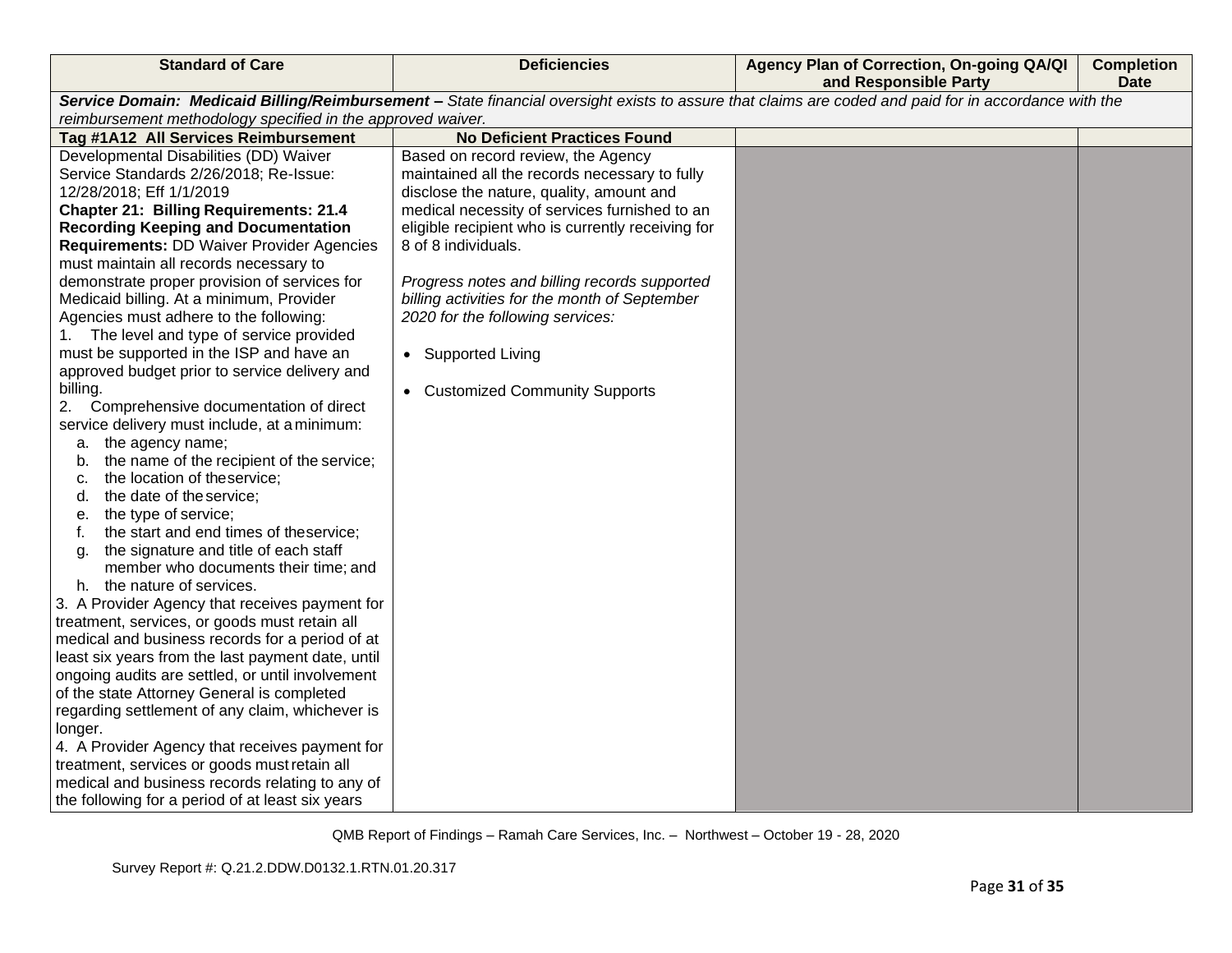| Standard of Care | Deficiencies | Agency Plan of Correction, On-going QA/QI and Responsible Party | Completion Date |
|---|---|---|---|
| ***Service Domain: Medicaid Billing/Reimbursement –*** *State financial oversight exists to assure that claims are coded and paid for in accordance with the reimbursement methodology specified in the approved waiver.* | | | |
| **Tag #1A12 All Services Reimbursement** | **No Deficient Practices Found** | | |
| Developmental Disabilities (DD) Waiver Service Standards 2/26/2018; Re-Issue: 12/28/2018; Eff 1/1/2019<br>**Chapter 21: Billing Requirements: 21.4 Recording Keeping and Documentation Requirements:** DD Waiver Provider Agencies must maintain all records necessary to demonstrate proper provision of services for Medicaid billing. At a minimum, Provider Agencies must adhere to the following:<br>1. The level and type of service provided must be supported in the ISP and have an approved budget prior to service delivery and billing.<br>2. Comprehensive documentation of direct service delivery must include, at a minimum:<br>a. the agency name;<br>b. the name of the recipient of the service;<br>c. the location of the service;<br>d. the date of the service;<br>e. the type of service;<br>f. the start and end times of the service;<br>g. the signature and title of each staff member who documents their time; and<br>h. the nature of services.<br>3. A Provider Agency that receives payment for treatment, services, or goods must retain all medical and business records for a period of at least six years from the last payment date, until ongoing audits are settled, or until involvement of the state Attorney General is completed regarding settlement of any claim, whichever is longer.<br>4. A Provider Agency that receives payment for treatment, services or goods must retain all medical and business records relating to any of the following for a period of at least six years | Based on record review, the Agency maintained all the records necessary to fully disclose the nature, quality, amount and medical necessity of services furnished to an eligible recipient who is currently receiving for 8 of 8 individuals.<br><br>*Progress notes and billing records supported billing activities for the month of September 2020 for the following services:*<br><br>• Supported Living<br><br>• Customized Community Supports | | |

QMB Report of Findings – Ramah Care Services, Inc. – Northwest – October 19 - 28, 2020

Survey Report #: Q.21.2.DDW.D0132.1.RTN.01.20.317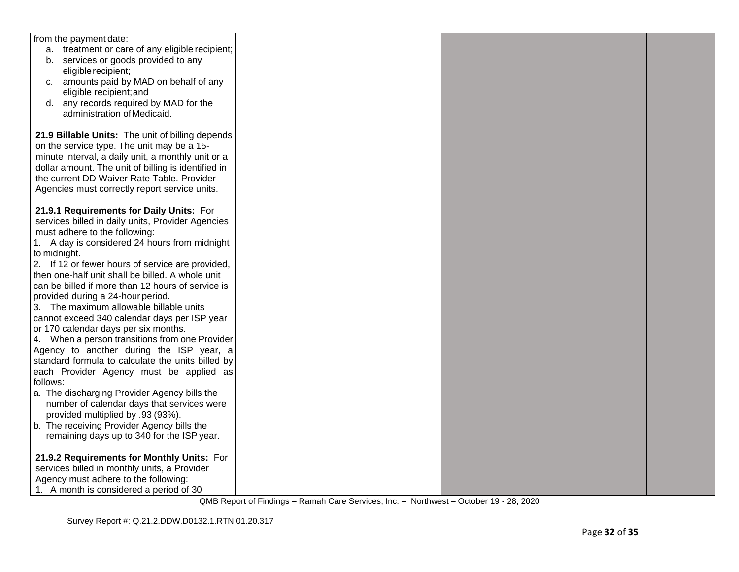| | | | |
|---|---|---|---|
| from the payment date:<br>a. treatment or care of any eligible recipient;<br>b. services or goods provided to any eligible recipient;<br>c. amounts paid by MAD on behalf of any eligible recipient; and<br>d. any records required by MAD for the administration of Medicaid.<br><br>**21.9 Billable Units:** The unit of billing depends on the service type. The unit may be a 15-minute interval, a daily unit, a monthly unit or a dollar amount. The unit of billing is identified in the current DD Waiver Rate Table. Provider Agencies must correctly report service units.<br><br>**21.9.1 Requirements for Daily Units:** For services billed in daily units, Provider Agencies must adhere to the following:<br>1. A day is considered 24 hours from midnight to midnight.<br>2. If 12 or fewer hours of service are provided, then one-half unit shall be billed. A whole unit can be billed if more than 12 hours of service is provided during a 24-hour period.<br>3. The maximum allowable billable units cannot exceed 340 calendar days per ISP year or 170 calendar days per six months.<br>4. When a person transitions from one Provider Agency to another during the ISP year, a standard formula to calculate the units billed by each Provider Agency must be applied as follows:<br>a. The discharging Provider Agency bills the number of calendar days that services were provided multiplied by .93 (93%).<br>b. The receiving Provider Agency bills the remaining days up to 340 for the ISP year.<br><br>**21.9.2 Requirements for Monthly Units:** For services billed in monthly units, a Provider Agency must adhere to the following:<br>1. A month is considered a period of 30 | | | |

QMB Report of Findings – Ramah Care Services, Inc. – Northwest – October 19 - 28, 2020

Survey Report #: Q.21.2.DDW.D0132.1.RTN.01.20.317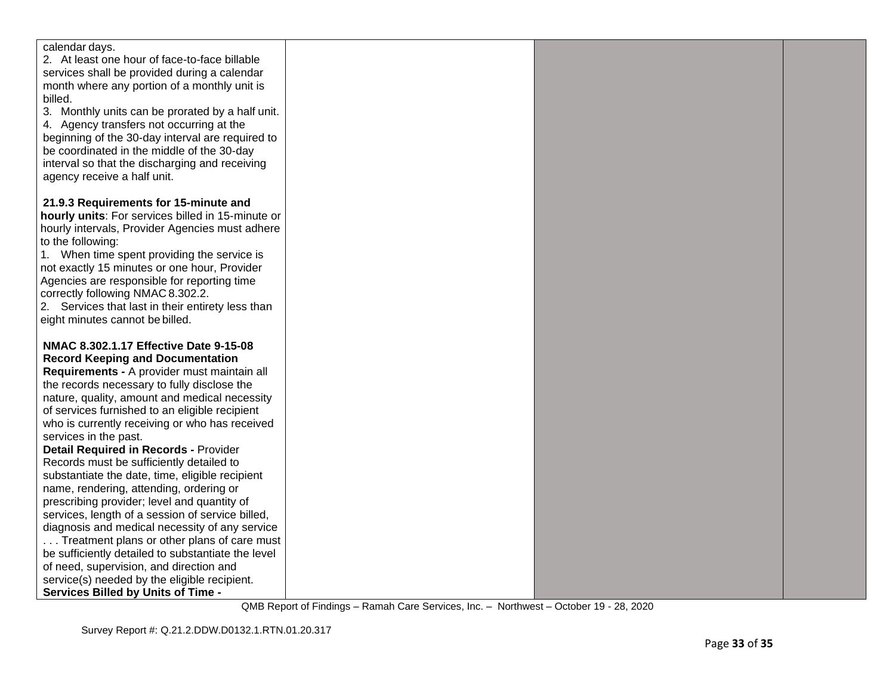| | | | |
|---|---|---|---|
| calendar days.<br>2. At least one hour of face-to-face billable services shall be provided during a calendar month where any portion of a monthly unit is billed.<br>3. Monthly units can be prorated by a half unit.<br>4. Agency transfers not occurring at the beginning of the 30-day interval are required to be coordinated in the middle of the 30-day interval so that the discharging and receiving agency receive a half unit.<br><br>**21.9.3 Requirements for 15-minute and hourly units**: For services billed in 15-minute or hourly intervals, Provider Agencies must adhere to the following:<br>1. When time spent providing the service is not exactly 15 minutes or one hour, Provider Agencies are responsible for reporting time correctly following NMAC 8.302.2.<br>2. Services that last in their entirety less than eight minutes cannot be billed.<br><br>**NMAC 8.302.1.17 Effective Date 9-15-08 Record Keeping and Documentation Requirements -** A provider must maintain all the records necessary to fully disclose the nature, quality, amount and medical necessity of services furnished to an eligible recipient who is currently receiving or who has received services in the past.<br>**Detail Required in Records -** Provider Records must be sufficiently detailed to substantiate the date, time, eligible recipient name, rendering, attending, ordering or prescribing provider; level and quantity of services, length of a session of service billed, diagnosis and medical necessity of any service . . . Treatment plans or other plans of care must be sufficiently detailed to substantiate the level of need, supervision, and direction and service(s) needed by the eligible recipient.<br>**Services Billed by Units of Time -** | | | |

QMB Report of Findings – Ramah Care Services, Inc. – Northwest – October 19 - 28, 2020

Survey Report #: Q.21.2.DDW.D0132.1.RTN.01.20.317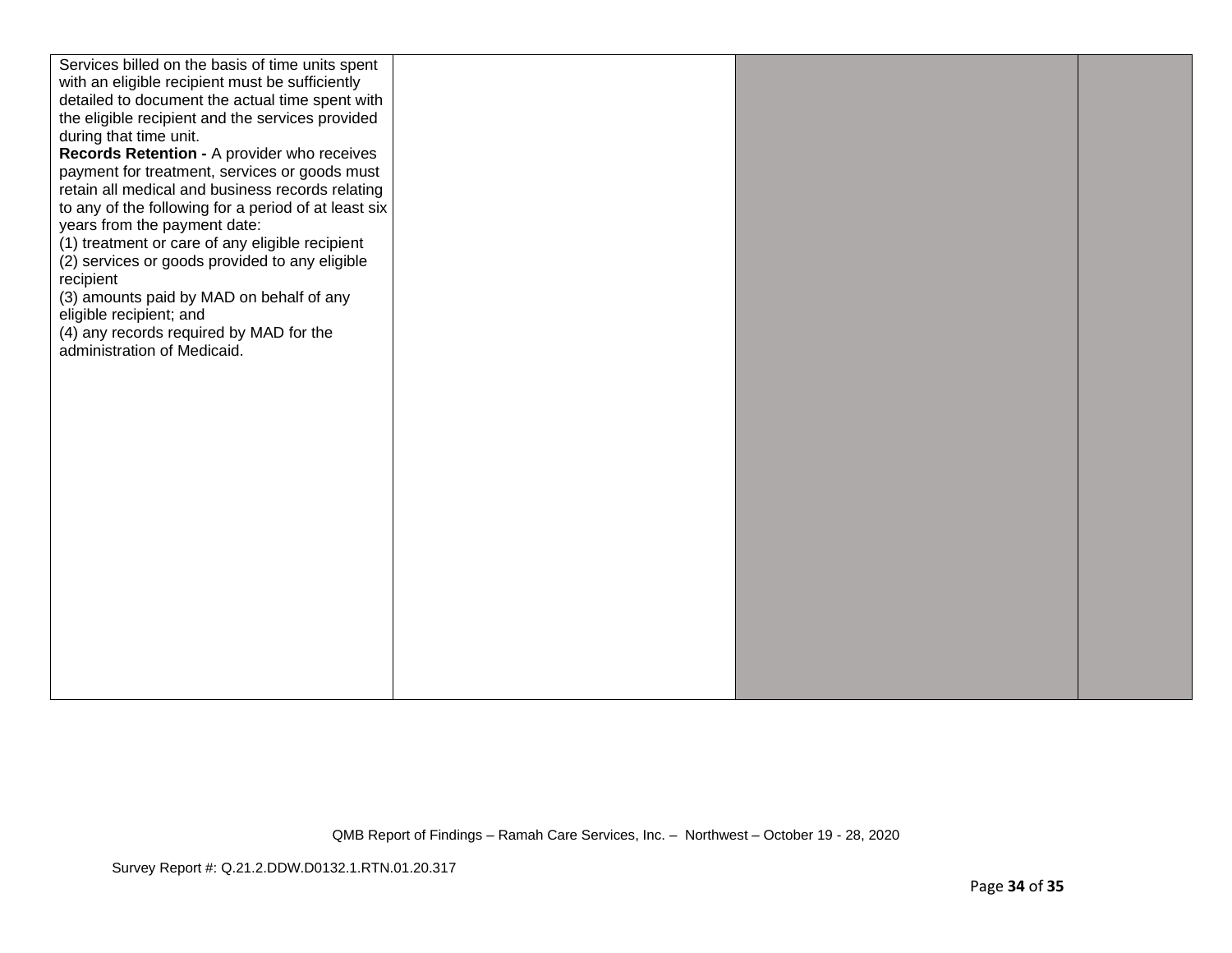| | | | |
|---|---|---|---|
| Services billed on the basis of time units spent with an eligible recipient must be sufficiently detailed to document the actual time spent with the eligible recipient and the services provided during that time unit.<br>**Records Retention -** A provider who receives payment for treatment, services or goods must retain all medical and business records relating to any of the following for a period of at least six years from the payment date:<br>(1) treatment or care of any eligible recipient<br>(2) services or goods provided to any eligible recipient<br>(3) amounts paid by MAD on behalf of any eligible recipient; and<br>(4) any records required by MAD for the administration of Medicaid. | | | |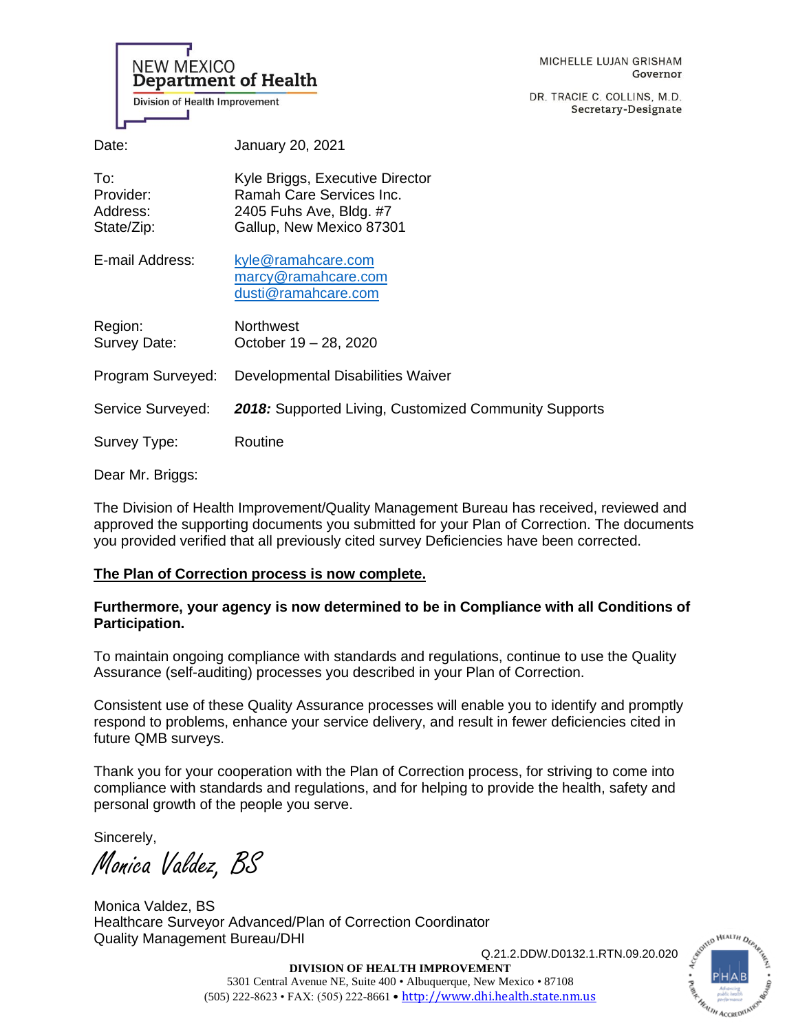NEW MEXICO
**Department of Health**
Division of Health Improvement

MICHELLE LUJAN GRISHAM
Governor

DR. TRACIE C. COLLINS, M.D.
Secretary-Designate

| | |
|---|---|
| Date: | January 20, 2021 |
| To: | Kyle Briggs, Executive Director |
| Provider: | Ramah Care Services Inc. |
| Address: | 2405 Fuhs Ave, Bldg. #7 |
| State/Zip: | Gallup, New Mexico 87301 |
| E-mail Address: | kyle@ramahcare.com<br>marcy@ramahcare.com<br>dusti@ramahcare.com |
| Region: | Northwest |
| Survey Date: | October 19 – 28, 2020 |
| Program Surveyed: | Developmental Disabilities Waiver |
| Service Surveyed: | ***2018:*** Supported Living, Customized Community Supports |
| Survey Type: | Routine |

Dear Mr. Briggs:

The Division of Health Improvement/Quality Management Bureau has received, reviewed and approved the supporting documents you submitted for your Plan of Correction. The documents you provided verified that all previously cited survey Deficiencies have been corrected.

**The Plan of Correction process is now complete.**

**Furthermore, your agency is now determined to be in Compliance with all Conditions of Participation.**

To maintain ongoing compliance with standards and regulations, continue to use the Quality Assurance (self-auditing) processes you described in your Plan of Correction.

Consistent use of these Quality Assurance processes will enable you to identify and promptly respond to problems, enhance your service delivery, and result in fewer deficiencies cited in future QMB surveys.

Thank you for your cooperation with the Plan of Correction process, for striving to come into compliance with standards and regulations, and for helping to provide the health, safety and personal growth of the people you serve.

Sincerely,

*Monica Valdez, BS*

Monica Valdez, BS
Healthcare Surveyor Advanced/Plan of Correction Coordinator
Quality Management Bureau/DHI

Q.21.2.DDW.D0132.1.RTN.09.20.020

**DIVISION OF HEALTH IMPROVEMENT**
5301 Central Avenue NE, Suite 400 • Albuquerque, New Mexico • 87108
(505) 222-8623 • FAX: (505) 222-8661 • http://www.dhi.health.state.nm.us